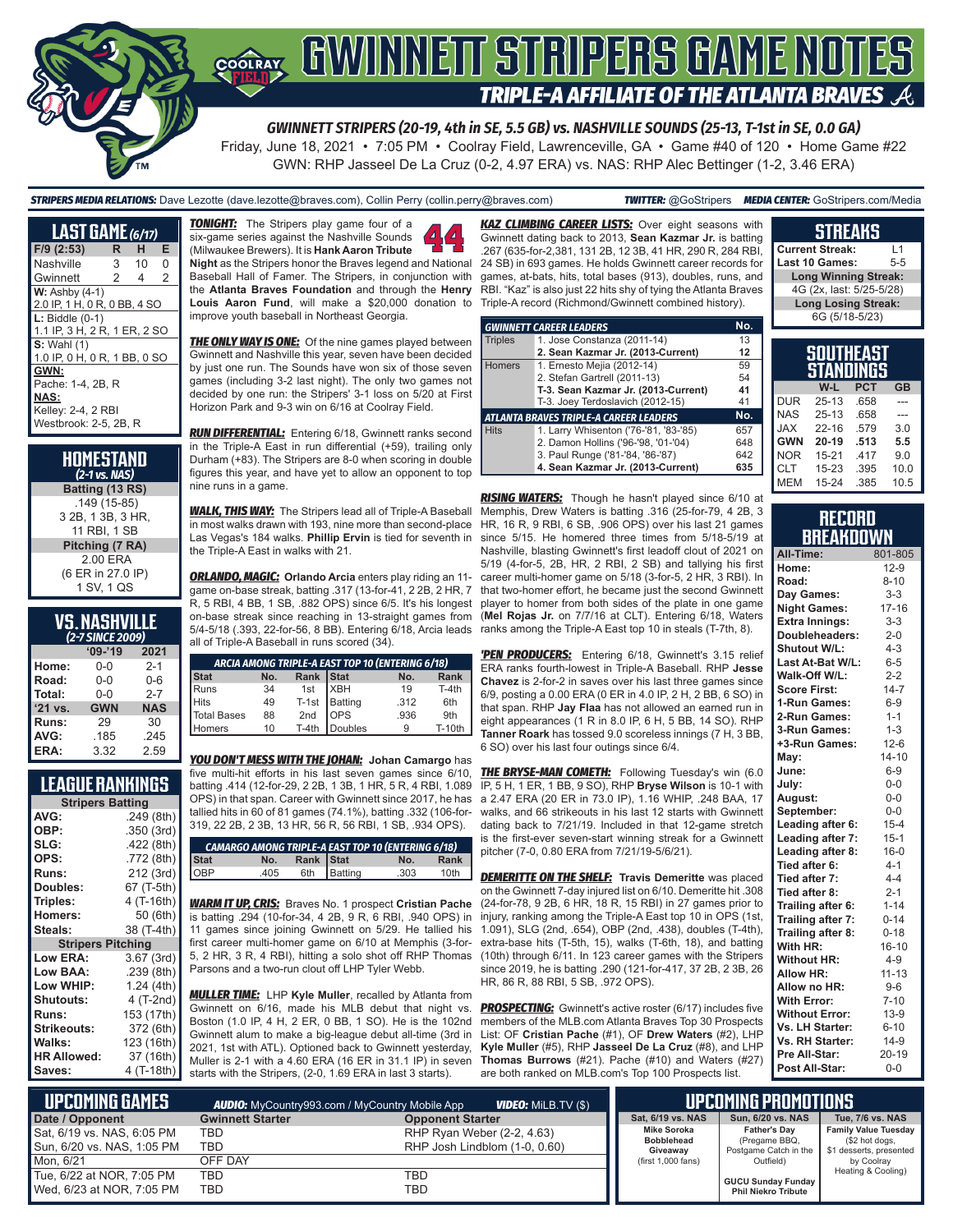# GWINNETT STRIPERS GAME NOTES

## TRIPLE-A AFFILIATE OF THE ATLANTA BRAVES

**GWINNETT STRIPERS (20-19, 4th in SE, 5.5 GB) vs. NASHVILLE SOUNDS (25-13, T-1st in SE, 0.0 GA)**

Friday, June 18, 2021 • 7:05 PM • Coolray Field, Lawrenceville, GA • Game #40 of 120 • Home Game #22

GWN: RHP Jasseel De La Cruz (0-2, 4.97 ERA) vs. NAS: RHP Alec Bettinger (1-2, 3.46 ERA)

***STRIPERS MEDIA RELATIONS:*** Dave Lezotte (dave.lezotte@braves.com), Collin Perry (collin.perry@braves.com) ***TWITTER:*** @GoStripers ***MEDIA CENTER:*** GoStripers.com/Media

## LAST GAME (6/17)

| F/9 (2:53) | R | H | E |
|---|---|---|---|
| Nashville | 3 | 10 | 0 |
| Gwinnett | 2 | 4 | 2 |

**W:** Ashby (4-1)
2.0 IP, 1 H, 0 R, 0 BB, 4 SO

**L:** Biddle (0-1)
1.1 IP, 3 H, 2 R, 1 ER, 2 SO

**S:** Wahl (1)
1.0 IP, 0 H, 0 R, 1 BB, 0 SO

**GWN:**
Pache: 1-4, 2B, R

**NAS:**
Kelley: 2-4, 2 RBI
Westbrook: 2-5, 2B, R

## HOMESTAND
*(2-1 vs. NAS)*

**Batting (13 RS)**
.149 (15-85)
3 2B, 1 3B, 3 HR,
11 RBI, 1 SB

**Pitching (7 RA)**
2.00 ERA
(6 ER in 27.0 IP)
1 SV, 1 QS

## VS. NASHVILLE
*(2-7 SINCE 2009)*

| | '09-'19 | 2021 |
|---|---|---|
| Home: | 0-0 | 2-1 |
| Road: | 0-0 | 0-6 |
| Total: | 0-0 | 2-7 |
| **'21 vs.** | **GWN** | **NAS** |
| Runs: | 29 | 30 |
| AVG: | .185 | .245 |
| ERA: | 3.32 | 2.59 |

## LEAGUE RANKINGS

| Stripers Batting | |
|---|---|
| AVG: | .249 (8th) |
| OBP: | .350 (3rd) |
| SLG: | .422 (8th) |
| OPS: | .772 (8th) |
| Runs: | 212 (3rd) |
| Doubles: | 67 (T-5th) |
| Triples: | 4 (T-16th) |
| Homers: | 50 (6th) |
| Steals: | 38 (T-4th) |
| **Stripers Pitching** | |
| Low ERA: | 3.67 (3rd) |
| Low BAA: | .239 (8th) |
| Low WHIP: | 1.24 (4th) |
| Shutouts: | 4 (T-2nd) |
| Runs: | 153 (17th) |
| Strikeouts: | 372 (6th) |
| Walks: | 123 (16th) |
| HR Allowed: | 37 (16th) |
| Saves: | 4 (T-18th) |

***TONIGHT:*** The Stripers play game four of a six-game series against the Nashville Sounds (Milwaukee Brewers). It is **Hank Aaron Tribute Night** as the Stripers honor the Braves legend and National Baseball Hall of Famer. The Stripers, in conjunction with the **Atlanta Braves Foundation** and through the **Henry Louis Aaron Fund**, will make a $20,000 donation to improve youth baseball in Northeast Georgia.

***THE ONLY WAY IS ONE:*** Of the nine games played between Gwinnett and Nashville this year, seven have been decided by just one run. The Sounds have won six of those seven games (including 3-2 last night). The only two games not decided by one run: the Stripers' 3-1 loss on 5/20 at First Horizon Park and 9-3 win on 6/16 at Coolray Field.

***RUN DIFFERENTIAL:*** Entering 6/18, Gwinnett ranks second in the Triple-A East in run differential (+59), trailing only Durham (+83). The Stripers are 8-0 when scoring in double figures this year, and have yet to allow an opponent to top nine runs in a game.

***WALK, THIS WAY:*** The Stripers lead all of Triple-A Baseball in most walks drawn with 193, nine more than second-place Las Vegas's 184 walks. **Phillip Ervin** is tied for seventh in the Triple-A East in walks with 21.

***ORLANDO, MAGIC:*** **Orlando Arcia** enters play riding an 11-game on-base streak, batting .317 (13-for-41, 2 2B, 2 HR, 7 R, 5 RBI, 4 BB, 1 SB, .882 OPS) since 6/5. It's his longest on-base streak since reaching in 13-straight games from 5/4-5/18 (.393, 22-for-56, 8 BB). Entering 6/18, Arcia leads all of Triple-A Baseball in runs scored (34).

**ARCIA AMONG TRIPLE-A EAST TOP 10 (ENTERING 6/18)**

| Stat | No. | Rank | Stat | No. | Rank |
|---|---|---|---|---|---|
| Runs | 34 | 1st | XBH | 19 | T-4th |
| Hits | 49 | T-1st | Batting | .312 | 6th |
| Total Bases | 88 | 2nd | OPS | .936 | 9th |
| Homers | 10 | T-4th | Doubles | 9 | T-10th |

***YOU DON'T MESS WITH THE JOHAN:*** **Johan Camargo** has five multi-hit efforts in his last seven games since 6/10, batting .414 (12-for-29, 2 2B, 1 3B, 1 HR, 5 R, 4 RBI, 1.089 OPS) in that span. Career with Gwinnett since 2017, he has tallied hits in 60 of 81 games (74.1%), batting .332 (106-for-319, 22 2B, 2 3B, 13 HR, 56 R, 56 RBI, 1 SB, .934 OPS).

**CAMARGO AMONG TRIPLE-A EAST TOP 10 (ENTERING 6/18)**

| Stat | No. | Rank | Stat | No. | Rank |
|---|---|---|---|---|---|
| OBP | .405 | 6th | Batting | .303 | 10th |

***WARM IT UP, CRIS:*** Braves No. 1 prospect **Cristian Pache** is batting .294 (10-for-34, 4 2B, 9 R, 6 RBI, .940 OPS) in 11 games since joining Gwinnett on 5/29. He tallied his first career multi-homer game on 6/10 at Memphis (3-for-5, 2 HR, 3 R, 4 RBI), hitting a solo shot off RHP Thomas Parsons and a two-run clout off LHP Tyler Webb.

***MULLER TIME:*** LHP **Kyle Muller**, recalled by Atlanta from Gwinnett on 6/16, made his MLB debut that night vs. Boston (1.0 IP, 4 H, 2 ER, 0 BB, 1 SO). He is the 102nd Gwinnett alum to make a big-league debut all-time (3rd in 2021, 1st with ATL). Optioned back to Gwinnett yesterday, Muller is 2-1 with a 4.60 ERA (16 ER in 31.1 IP) in seven starts with the Stripers, (2-0, 1.69 ERA in last 3 starts).

***KAZ CLIMBING CAREER LISTS:*** Over eight seasons with Gwinnett dating back to 2013, **Sean Kazmar Jr.** is batting .267 (635-for-2,381, 131 2B, 12 3B, 41 HR, 290 R, 284 RBI, 24 SB) in 693 games. He holds Gwinnett career records for games, at-bats, hits, total bases (913), doubles, runs, and RBI. "Kaz" is also just 22 hits shy of tying the Atlanta Braves Triple-A record (Richmond/Gwinnett combined history).

| GWINNETT CAREER LEADERS | | No. |
|---|---|---|
| Triples | 1. Jose Constanza (2011-14) | 13 |
| | **2. Sean Kazmar Jr. (2013-Current)** | **12** |
| Homers | 1. Ernesto Mejia (2012-14) | 59 |
| | 2. Stefan Gartrell (2011-13) | 54 |
| | **T-3. Sean Kazmar Jr. (2013-Current)** | **41** |
| | T-3. Joey Terdoslavich (2012-15) | 41 |
| **ATLANTA BRAVES TRIPLE-A CAREER LEADERS** | | **No.** |
| Hits | 1. Larry Whisenton ('76-'81, '83-'85) | 657 |
| | 2. Damon Hollins ('96-'98, '01-'04) | 648 |
| | 3. Paul Runge ('81-'84, '86-'87) | 642 |
| | **4. Sean Kazmar Jr. (2013-Current)** | **635** |

***RISING WATERS:*** Though he hasn't played since 6/10 at Memphis, Drew Waters is batting .316 (25-for-79, 4 2B, 3 HR, 16 R, 9 RBI, 6 SB, .906 OPS) over his last 21 games since 5/15. He homered three times from 5/18-5/19 at Nashville, blasting Gwinnett's first leadoff clout of 2021 on 5/19 (4-for-5, 2B, HR, 2 RBI, 2 SB) and tallying his first career multi-homer game on 5/18 (3-for-5, 2 HR, 3 RBI). In that two-homer effort, he became just the second Gwinnett player to homer from both sides of the plate in one game (**Mel Rojas Jr.** on 7/7/16 at CLT). Entering 6/18, Waters ranks among the Triple-A East top 10 in steals (T-7th, 8).

***'PEN PRODUCERS:*** Entering 6/18, Gwinnett's 3.15 relief ERA ranks fourth-lowest in Triple-A Baseball. RHP **Jesse Chavez** is 2-for-2 in saves over his last three games since 6/9, posting a 0.00 ERA (0 ER in 4.0 IP, 2 H, 2 BB, 6 SO) in that span. RHP **Jay Flaa** has not allowed an earned run in eight appearances (1 R in 8.0 IP, 6 H, 5 BB, 14 SO). RHP **Tanner Roark** has tossed 9.0 scoreless innings (7 H, 3 BB, 6 SO) over his last four outings since 6/4.

***THE BRYSE-MAN COMETH:*** Following Tuesday's win (6.0 IP, 5 H, 1 ER, 1 BB, 9 SO), RHP **Bryse Wilson** is 10-1 with a 2.47 ERA (20 ER in 73.0 IP), 1.16 WHIP, .248 BAA, 17 walks, and 66 strikeouts in his last 12 starts with Gwinnett dating back to 7/21/19. Included in that 12-game stretch is the first-ever seven-start winning streak for a Gwinnett pitcher (7-0, 0.80 ERA from 7/21/19-5/6/21).

***DEMERITTE ON THE SHELF:*** **Travis Demeritte** was placed on the Gwinnett 7-day injured list on 6/10. Demeritte hit .308 (24-for-78, 9 2B, 6 HR, 18 R, 15 RBI) in 27 games prior to injury, ranking among the Triple-A East top 10 in OPS (1st, 1.091), SLG (2nd, .654), OBP (2nd, .438), doubles (T-4th), extra-base hits (T-5th, 15), walks (T-6th, 18), and batting (10th) through 6/11. In 123 career games with the Stripers since 2019, he is batting .290 (121-for-417, 37 2B, 2 3B, 26 HR, 86 R, 88 RBI, 5 SB, .972 OPS).

***PROSPECTING:*** Gwinnett's active roster (6/17) includes five members of the MLB.com Atlanta Braves Top 30 Prospects List: OF **Cristian Pache** (#1), OF **Drew Waters** (#2), LHP **Kyle Muller** (#5), RHP **Jasseel De La Cruz** (#8), and LHP **Thomas Burrows** (#21). Pache (#10) and Waters (#27) are both ranked on MLB.com's Top 100 Prospects list.

## STREAKS

| | |
|---|---|
| **Current Streak:** | L1 |
| **Last 10 Games:** | 5-5 |

**Long Winning Streak:**
4G (2x, last: 5/25-5/28)

**Long Losing Streak:**
6G (5/18-5/23)

## SOUTHEAST STANDINGS

| | W-L | PCT | GB |
|---|---|---|---|
| DUR | 25-13 | .658 | --- |
| NAS | 25-13 | .658 | --- |
| JAX | 22-16 | .579 | 3.0 |
| **GWN** | **20-19** | **.513** | **5.5** |
| NOR | 15-21 | .417 | 9.0 |
| CLT | 15-23 | .395 | 10.0 |
| MEM | 15-24 | .385 | 10.5 |

## RECORD BREAKDOWN

| | |
|---|---|
| All-Time: | 801-805 |
| Home: | 12-9 |
| Road: | 8-10 |
| Day Games: | 3-3 |
| Night Games: | 17-16 |
| Extra Innings: | 3-3 |
| Doubleheaders: | 2-0 |
| Shutout W/L: | 4-3 |
| Last At-Bat W/L: | 6-5 |
| Walk-Off W/L: | 2-2 |
| Score First: | 14-7 |
| 1-Run Games: | 6-9 |
| 2-Run Games: | 1-1 |
| 3-Run Games: | 1-3 |
| +3-Run Games: | 12-6 |
| May: | 14-10 |
| June: | 6-9 |
| July: | 0-0 |
| August: | 0-0 |
| September: | 0-0 |
| Leading after 6: | 15-4 |
| Leading after 7: | 15-1 |
| Leading after 8: | 16-0 |
| Tied after 6: | 4-1 |
| Tied after 7: | 4-4 |
| Tied after 8: | 2-1 |
| Trailing after 6: | 1-14 |
| Trailing after 7: | 0-14 |
| Trailing after 8: | 0-18 |
| With HR: | 16-10 |
| Without HR: | 4-9 |
| Allow HR: | 11-13 |
| Allow no HR: | 9-6 |
| With Error: | 7-10 |
| Without Error: | 13-9 |
| Vs. LH Starter: | 6-10 |
| Vs. RH Starter: | 14-9 |
| Pre All-Star: | 20-19 |
| Post All-Star: | 0-0 |

## UPCOMING GAMES

***AUDIO:*** MyCountry993.com / MyCountry Mobile App ***VIDEO:*** MiLB.TV ($)

| Date / Opponent | Gwinnett Starter | Opponent Starter |
|---|---|---|
| Sat, 6/19 vs. NAS, 6:05 PM | TBD | RHP Ryan Weber (2-2, 4.63) |
| Sun, 6/20 vs. NAS, 1:05 PM | TBD | RHP Josh Lindblom (1-0, 0.60) |
| Mon, 6/21 | OFF DAY | |
| Tue, 6/22 at NOR, 7:05 PM | TBD | TBD |
| Wed, 6/23 at NOR, 7:05 PM | TBD | TBD |

## UPCOMING PROMOTIONS

| Sat, 6/19 vs. NAS | Sun, 6/20 vs. NAS | Tue, 7/6 vs. NAS |
|---|---|---|
| **Mike Soroka Bobblehead Giveaway** (first 1,000 fans) | **Father's Day** (Pregame BBQ, Postgame Catch in the Outfield) **GUCU Sunday Funday Phil Niekro Tribute** | **Family Value Tuesday** ($2 hot dogs, $1 desserts, presented by Coolray Heating & Cooling) |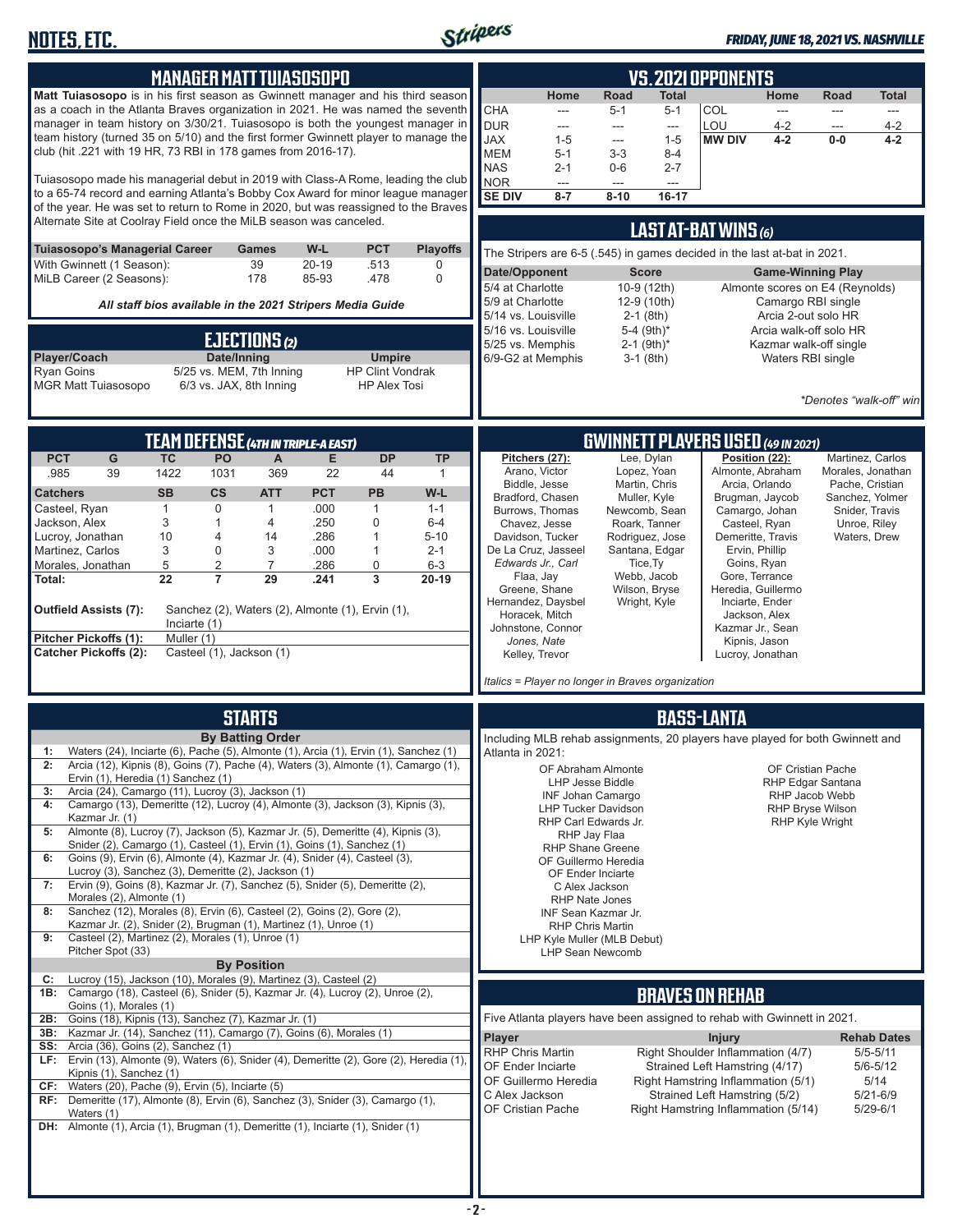# NOTES, ETC.

*FRIDAY, JUNE 18, 2021 VS. NASHVILLE*

## MANAGER MATT TUIASOSOPO

**Matt Tuiasosopo** is in his first season as Gwinnett manager and his third season as a coach in the Atlanta Braves organization in 2021. He was named the seventh manager in team history on 3/30/21. Tuiasosopo is both the youngest manager in team history (turned 35 on 5/10) and the first former Gwinnett player to manage the club (hit .221 with 19 HR, 73 RBI in 178 games from 2016-17).

Tuiasosopo made his managerial debut in 2019 with Class-A Rome, leading the club to a 65-74 record and earning Atlanta's Bobby Cox Award for minor league manager of the year. He was set to return to Rome in 2020, but was reassigned to the Braves Alternate Site at Coolray Field once the MiLB season was canceled.

| Tuiasosopo's Managerial Career | Games | W-L | PCT | Playoffs |
|---|---|---|---|---|
| With Gwinnett (1 Season): | 39 | 20-19 | .513 | 0 |
| MiLB Career (2 Seasons): | 178 | 85-93 | .478 | 0 |

*All staff bios available in the 2021 Stripers Media Guide*

## EJECTIONS (2)

| Player/Coach | Date/Inning | Umpire |
|---|---|---|
| Ryan Goins | 5/25 vs. MEM, 7th Inning | HP Clint Vondrak |
| MGR Matt Tuiasosopo | 6/3 vs. JAX, 8th Inning | HP Alex Tosi |

## VS. 2021 OPPONENTS

| | Home | Road | Total | | Home | Road | Total |
|---|---|---|---|---|---|---|---|
| CHA | --- | 5-1 | 5-1 | COL | --- | --- | --- |
| DUR | --- | --- | --- | LOU | 4-2 | --- | 4-2 |
| JAX | 1-5 | --- | 1-5 | **MW DIV** | **4-2** | **0-0** | **4-2** |
| MEM | 5-1 | 3-3 | 8-4 | | | | |
| NAS | 2-1 | 0-6 | 2-7 | | | | |
| NOR | --- | --- | --- | | | | |
| **SE DIV** | **8-7** | **8-10** | **16-17** | | | | |

## LAST AT-BAT WINS (6)

The Stripers are 6-5 (.545) in games decided in the last at-bat in 2021.

| Date/Opponent | Score | Game-Winning Play |
|---|---|---|
| 5/4 at Charlotte | 10-9 (12th) | Almonte scores on E4 (Reynolds) |
| 5/9 at Charlotte | 12-9 (10th) | Camargo RBI single |
| 5/14 vs. Louisville | 2-1 (8th) | Arcia 2-out solo HR |
| 5/16 vs. Louisville | 5-4 (9th)* | Arcia walk-off solo HR |
| 5/25 vs. Memphis | 2-1 (9th)* | Kazmar walk-off single |
| 6/9-G2 at Memphis | 3-1 (8th) | Waters RBI single |

*\*Denotes "walk-off" win*

## TEAM DEFENSE (4TH IN TRIPLE-A EAST)

| PCT | G | TC | PO | A | E | DP | TP |
|---|---|---|---|---|---|---|---|
| .985 | 39 | 1422 | 1031 | 369 | 22 | 44 | 1 |

| Catchers | SB | CS | ATT | PCT | PB | W-L |
|---|---|---|---|---|---|---|
| Casteel, Ryan | 1 | 0 | 1 | .000 | 1 | 1-1 |
| Jackson, Alex | 3 | 1 | 4 | .250 | 0 | 6-4 |
| Lucroy, Jonathan | 10 | 4 | 14 | .286 | 1 | 5-10 |
| Martinez, Carlos | 3 | 0 | 3 | .000 | 1 | 2-1 |
| Morales, Jonathan | 5 | 2 | 7 | .286 | 0 | 6-3 |
| **Total:** | **22** | **7** | **29** | **.241** | **3** | **20-19** |

**Outfield Assists (7):** Sanchez (2), Waters (2), Almonte (1), Ervin (1), Inciarte (1)

**Pitcher Pickoffs (1):** Muller (1)

**Catcher Pickoffs (2):** Casteel (1), Jackson (1)

## GWINNETT PLAYERS USED (49 IN 2021)

**Pitchers (27):**
Arano, Victor
Biddle, Jesse
Bradford, Chasen
Burrows, Thomas
Chavez, Jesse
Davidson, Tucker
De La Cruz, Jasseel
*Edwards Jr., Carl*
Flaa, Jay
Greene, Shane
Hernandez, Daysbel
Horacek, Mitch
Johnstone, Connor
*Jones, Nate*
Kelley, Trevor
Lee, Dylan
Lopez, Yoan
Martin, Chris
Muller, Kyle
Newcomb, Sean
Roark, Tanner
Rodriguez, Jose
Santana, Edgar
Tice,Ty
Webb, Jacob
Wilson, Bryse
Wright, Kyle

**Position (22):**
Almonte, Abraham
Arcia, Orlando
Brugman, Jaycob
Camargo, Johan
Casteel, Ryan
Demeritte, Travis
Ervin, Phillip
Goins, Ryan
Gore, Terrance
Heredia, Guillermo
Inciarte, Ender
Jackson, Alex
Kazmar Jr., Sean
Kipnis, Jason
Lucroy, Jonathan
Martinez, Carlos
Morales, Jonathan
Pache, Cristian
Sanchez, Yolmer
Snider, Travis
Unroe, Riley
Waters, Drew

*Italics = Player no longer in Braves organization*

## STARTS

**By Batting Order**

- **1:** Waters (24), Inciarte (6), Pache (5), Almonte (1), Arcia (1), Ervin (1), Sanchez (1)
- **2:** Arcia (12), Kipnis (8), Goins (7), Pache (4), Waters (3), Almonte (1), Camargo (1), Ervin (1), Heredia (1) Sanchez (1)
- **3:** Arcia (24), Camargo (11), Lucroy (3), Jackson (1)
- **4:** Camargo (13), Demeritte (12), Lucroy (4), Almonte (3), Jackson (3), Kipnis (3), Kazmar Jr. (1)
- **5:** Almonte (8), Lucroy (7), Jackson (5), Kazmar Jr. (5), Demeritte (4), Kipnis (3), Snider (2), Camargo (1), Casteel (1), Ervin (1), Goins (1), Sanchez (1)
- **6:** Goins (9), Ervin (6), Almonte (4), Kazmar Jr. (4), Snider (4), Casteel (3), Lucroy (3), Sanchez (3), Demeritte (2), Jackson (1)
- **7:** Ervin (9), Goins (8), Kazmar Jr. (7), Sanchez (5), Snider (5), Demeritte (2), Morales (2), Almonte (1)
- **8:** Sanchez (12), Morales (8), Ervin (6), Casteel (2), Goins (2), Gore (2), Kazmar Jr. (2), Snider (2), Brugman (1), Martinez (1), Unroe (1)
- **9:** Casteel (2), Martinez (2), Morales (1), Unroe (1) Pitcher Spot (33)

**By Position**

- **C:** Lucroy (15), Jackson (10), Morales (9), Martinez (3), Casteel (2)
- **1B:** Camargo (18), Casteel (6), Snider (5), Kazmar Jr. (4), Lucroy (2), Unroe (2), Goins (1), Morales (1)
- **2B:** Goins (18), Kipnis (13), Sanchez (7), Kazmar Jr. (1)
- **3B:** Kazmar Jr. (14), Sanchez (11), Camargo (7), Goins (6), Morales (1)
- **SS:** Arcia (36), Goins (2), Sanchez (1)
- **LF:** Ervin (13), Almonte (9), Waters (6), Snider (4), Demeritte (2), Gore (2), Heredia (1), Kipnis (1), Sanchez (1)
- **CF:** Waters (20), Pache (9), Ervin (5), Inciarte (5)
- **RF:** Demeritte (17), Almonte (8), Ervin (6), Sanchez (3), Snider (3), Camargo (1), Waters (1)
- **DH:** Almonte (1), Arcia (1), Brugman (1), Demeritte (1), Inciarte (1), Snider (1)

## BASS-LANTA

Including MLB rehab assignments, 20 players have played for both Gwinnett and Atlanta in 2021:

OF Abraham Almonte
LHP Jesse Biddle
INF Johan Camargo
LHP Tucker Davidson
RHP Carl Edwards Jr.
RHP Jay Flaa
RHP Shane Greene
OF Guillermo Heredia
OF Ender Inciarte
C Alex Jackson
RHP Nate Jones
INF Sean Kazmar Jr.
RHP Chris Martin
LHP Kyle Muller (MLB Debut)
LHP Sean Newcomb
OF Cristian Pache
RHP Edgar Santana
RHP Jacob Webb
RHP Bryse Wilson
RHP Kyle Wright

## BRAVES ON REHAB

Five Atlanta players have been assigned to rehab with Gwinnett in 2021.

| Player | Injury | Rehab Dates |
|---|---|---|
| RHP Chris Martin | Right Shoulder Inflammation (4/7) | 5/5-5/11 |
| OF Ender Inciarte | Strained Left Hamstring (4/17) | 5/6-5/12 |
| OF Guillermo Heredia | Right Hamstring Inflammation (5/1) | 5/14 |
| C Alex Jackson | Strained Left Hamstring (5/2) | 5/21-6/9 |
| OF Cristian Pache | Right Hamstring Inflammation (5/14) | 5/29-6/1 |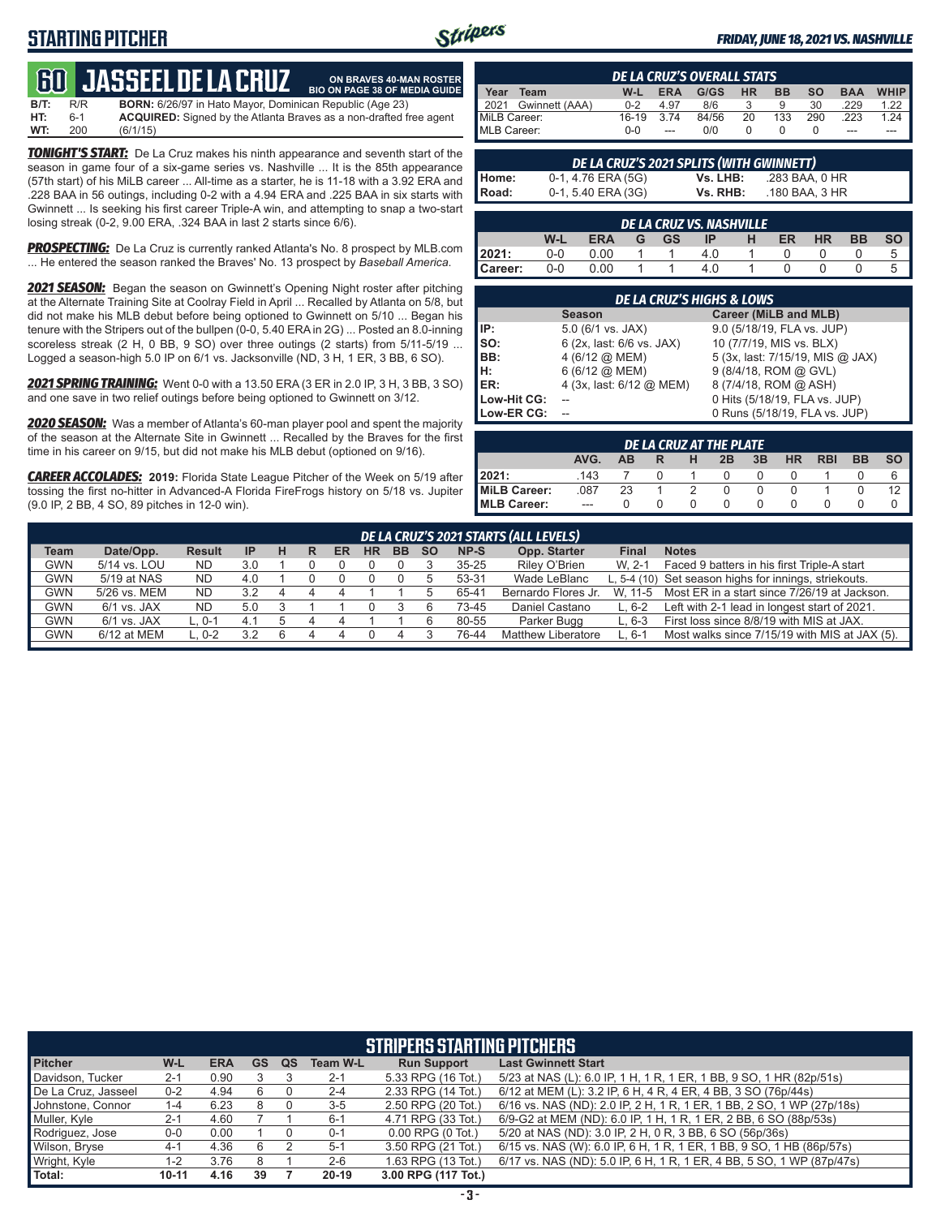# STARTING PITCHER

*FRIDAY, JUNE 18, 2021 VS. NASHVILLE*

## 60 JASSEEL DE LA CRUZ

**ON BRAVES 40-MAN ROSTER**
**BIO ON PAGE 38 OF MEDIA GUIDE**

**B/T:** R/R **BORN:** 6/26/97 in Hato Mayor, Dominican Republic (Age 23)
**HT:** 6-1 **ACQUIRED:** Signed by the Atlanta Braves as a non-drafted free agent
**WT:** 200 (6/1/15)

***TONIGHT'S START:*** De La Cruz makes his ninth appearance and seventh start of the season in game four of a six-game series vs. Nashville ... It is the 85th appearance (57th start) of his MiLB career ... All-time as a starter, he is 11-18 with a 3.92 ERA and .228 BAA in 56 outings, including 0-2 with a 4.94 ERA and .225 BAA in six starts with Gwinnett ... Is seeking his first career Triple-A win, and attempting to snap a two-start losing streak (0-2, 9.00 ERA, .324 BAA in last 2 starts since 6/6).

***PROSPECTING:*** De La Cruz is currently ranked Atlanta's No. 8 prospect by MLB.com ... He entered the season ranked the Braves' No. 13 prospect by *Baseball America.*

***2021 SEASON:*** Began the season on Gwinnett's Opening Night roster after pitching at the Alternate Training Site at Coolray Field in April ... Recalled by Atlanta on 5/8, but did not make his MLB debut before being optioned to Gwinnett on 5/10 ... Began his tenure with the Stripers out of the bullpen (0-0, 5.40 ERA in 2G) ... Posted an 8.0-inning scoreless streak (2 H, 0 BB, 9 SO) over three outings (2 starts) from 5/11-5/19 ... Logged a season-high 5.0 IP on 6/1 vs. Jacksonville (ND, 3 H, 1 ER, 3 BB, 6 SO).

***2021 SPRING TRAINING:*** Went 0-0 with a 13.50 ERA (3 ER in 2.0 IP, 3 H, 3 BB, 3 SO) and one save in two relief outings before being optioned to Gwinnett on 3/12.

***2020 SEASON:*** Was a member of Atlanta's 60-man player pool and spent the majority of the season at the Alternate Site in Gwinnett ... Recalled by the Braves for the first time in his career on 9/15, but did not make his MLB debut (optioned on 9/16).

***CAREER ACCOLADES:*** **2019:** Florida State League Pitcher of the Week on 5/19 after tossing the first no-hitter in Advanced-A Florida FireFrogs history on 5/18 vs. Jupiter (9.0 IP, 2 BB, 4 SO, 89 pitches in 12-0 win).

### DE LA CRUZ'S OVERALL STATS

| Year | Team | W-L | ERA | G/GS | HR | BB | SO | BAA | WHIP |
|---|---|---|---|---|---|---|---|---|---|
| 2021 | Gwinnett (AAA) | 0-2 | 4.97 | 8/6 | 3 | 9 | 30 | .229 | 1.22 |
| MiLB Career: | | 16-19 | 3.74 | 84/56 | 20 | 133 | 290 | .223 | 1.24 |
| MLB Career: | | 0-0 | --- | 0/0 | 0 | 0 | 0 | --- | --- |

### DE LA CRUZ'S 2021 SPLITS (WITH GWINNETT)

| | | | |
|---|---|---|---|
| Home: | 0-1, 4.76 ERA (5G) | Vs. LHB: | .283 BAA, 0 HR |
| Road: | 0-1, 5.40 ERA (3G) | Vs. RHB: | .180 BAA, 3 HR |

### DE LA CRUZ VS. NASHVILLE

| | W-L | ERA | G | GS | IP | H | ER | HR | BB | SO |
|---|---|---|---|---|---|---|---|---|---|---|
| 2021: | 0-0 | 0.00 | 1 | 1 | 4.0 | 1 | 0 | 0 | 0 | 5 |
| Career: | 0-0 | 0.00 | 1 | 1 | 4.0 | 1 | 0 | 0 | 0 | 5 |

### DE LA CRUZ'S HIGHS & LOWS

| | Season | Career (MiLB and MLB) |
|---|---|---|
| IP: | 5.0 (6/1 vs. JAX) | 9.0 (5/18/19, FLA vs. JUP) |
| SO: | 6 (2x, last: 6/6 vs. JAX) | 10 (7/7/19, MIS vs. BLX) |
| BB: | 4 (6/12 @ MEM) | 5 (3x, last: 7/15/19, MIS @ JAX) |
| H: | 6 (6/12 @ MEM) | 9 (8/4/18, ROM @ GVL) |
| ER: | 4 (3x, last: 6/12 @ MEM) | 8 (7/4/18, ROM @ ASH) |
| Low-Hit CG: | -- | 0 Hits (5/18/19, FLA vs. JUP) |
| Low-ER CG: | -- | 0 Runs (5/18/19, FLA vs. JUP) |

### DE LA CRUZ AT THE PLATE

| | AVG. | AB | R | H | 2B | 3B | HR | RBI | BB | SO |
|---|---|---|---|---|---|---|---|---|---|---|
| 2021: | .143 | 7 | 0 | 1 | 0 | 0 | 0 | 1 | 0 | 6 |
| MiLB Career: | .087 | 23 | 1 | 2 | 0 | 0 | 0 | 1 | 0 | 12 |
| MLB Career: | --- | 0 | 0 | 0 | 0 | 0 | 0 | 0 | 0 | 0 |

### DE LA CRUZ'S 2021 STARTS (ALL LEVELS)

| Team | Date/Opp. | Result | IP | H | R | ER | HR | BB | SO | NP-S | Opp. Starter | Final | Notes |
|---|---|---|---|---|---|---|---|---|---|---|---|---|---|
| GWN | 5/14 vs. LOU | ND | 3.0 | 1 | 0 | 0 | 0 | 0 | 3 | 35-25 | Riley O'Brien | W, 2-1 | Faced 9 batters in his first Triple-A start |
| GWN | 5/19 at NAS | ND | 4.0 | 1 | 0 | 0 | 0 | 0 | 5 | 53-31 | Wade LeBlanc | L, 5-4 (10) | Set season highs for innings, striekouts. |
| GWN | 5/26 vs. MEM | ND | 3.2 | 4 | 4 | 4 | 1 | 1 | 5 | 65-41 | Bernardo Flores Jr. | W, 11-5 | Most ER in a start since 7/26/19 at Jackson. |
| GWN | 6/1 vs. JAX | ND | 5.0 | 3 | 1 | 1 | 0 | 3 | 6 | 73-45 | Daniel Castano | L, 6-2 | Left with 2-1 lead in longest start of 2021. |
| GWN | 6/1 vs. JAX | L, 0-1 | 4.1 | 5 | 4 | 4 | 1 | 1 | 6 | 80-55 | Parker Bugg | L, 6-3 | First loss since 8/8/19 with MIS at JAX. |
| GWN | 6/12 at MEM | L, 0-2 | 3.2 | 6 | 4 | 4 | 0 | 4 | 3 | 76-44 | Matthew Liberatore | L, 6-1 | Most walks since 7/15/19 with MIS at JAX (5). |

### STRIPERS STARTING PITCHERS

| Pitcher | W-L | ERA | GS | QS | Team W-L | Run Support | Last Gwinnett Start |
|---|---|---|---|---|---|---|---|
| Davidson, Tucker | 2-1 | 0.90 | 3 | 3 | 2-1 | 5.33 RPG (16 Tot.) | 5/23 at NAS (L): 6.0 IP, 1 H, 1 R, 1 ER, 1 BB, 9 SO, 1 HR (82p/51s) |
| De La Cruz, Jasseel | 0-2 | 4.94 | 6 | 0 | 2-4 | 2.33 RPG (14 Tot.) | 6/12 at MEM (L): 3.2 IP, 6 H, 4 R, 4 ER, 4 BB, 3 SO (76p/44s) |
| Johnstone, Connor | 1-4 | 6.23 | 8 | 0 | 3-5 | 2.50 RPG (20 Tot.) | 6/16 vs. NAS (ND): 2.0 IP, 2 H, 1 R, 1 ER, 1 BB, 2 SO, 1 WP (27p/18s) |
| Muller, Kyle | 2-1 | 4.60 | 7 | 1 | 6-1 | 4.71 RPG (33 Tot.) | 6/9-G2 at MEM (ND): 6.0 IP, 1 H, 1 R, 1 ER, 2 BB, 6 SO (88p/53s) |
| Rodriguez, Jose | 0-0 | 0.00 | 1 | 0 | 0-1 | 0.00 RPG (0 Tot.) | 5/20 at NAS (ND): 3.0 IP, 2 H, 0 R, 3 BB, 6 SO (56p/36s) |
| Wilson, Bryse | 4-1 | 4.36 | 6 | 2 | 5-1 | 3.50 RPG (21 Tot.) | 6/15 vs. NAS (W): 6.0 IP, 6 H, 1 R, 1 ER, 1 BB, 9 SO, 1 HB (86p/57s) |
| Wright, Kyle | 1-2 | 3.76 | 8 | 1 | 2-6 | 1.63 RPG (13 Tot.) | 6/17 vs. NAS (ND): 5.0 IP, 6 H, 1 R, 1 ER, 4 BB, 5 SO, 1 WP (87p/47s) |
| Total: | 10-11 | 4.16 | 39 | 7 | 20-19 | 3.00 RPG (117 Tot.) | |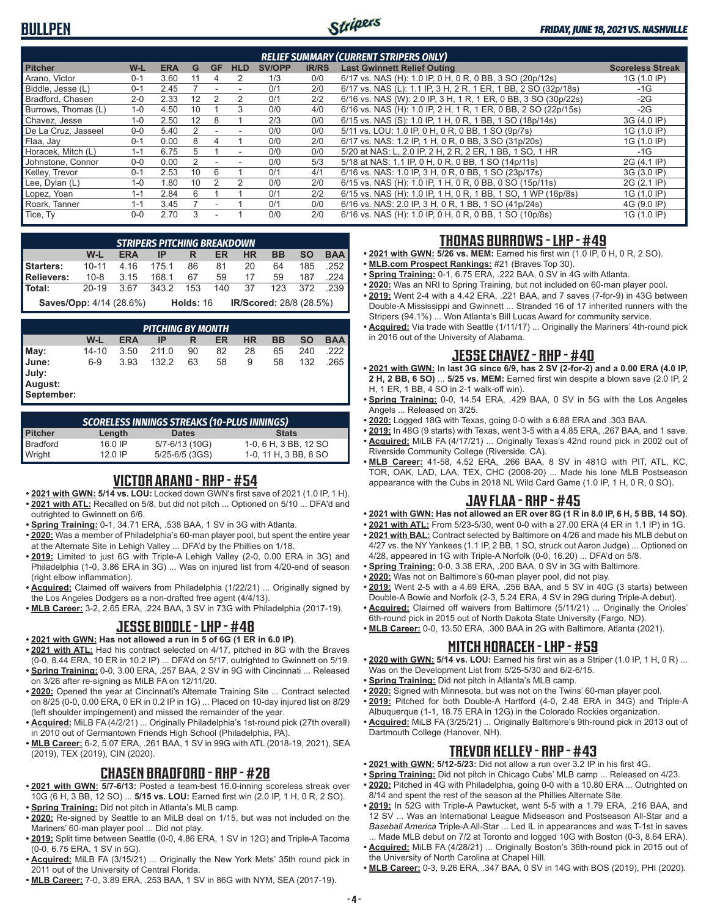## BULLPEN

*FRIDAY, JUNE 18, 2021 VS. NASHVILLE*

### RELIEF SUMMARY (CURRENT STRIPERS ONLY)

| Pitcher | W-L | ERA | G | GF | HLD | SV/OPP | IR/RS | Last Gwinnett Relief Outing | Scoreless Streak |
|---|---|---|---|---|---|---|---|---|---|
| Arano, Victor | 0-1 | 3.60 | 11 | 4 | 2 | 1/3 | 0/0 | 6/17 vs. NAS (H): 1.0 IP, 0 H, 0 R, 0 BB, 3 SO (20p/12s) | 1G (1.0 IP) |
| Biddle, Jesse (L) | 0-1 | 2.45 | 7 | - | - | 0/1 | 2/0 | 6/17 vs. NAS (L): 1.1 IP, 3 H, 2 R, 1 ER, 1 BB, 2 SO (32p/18s) | -1G |
| Bradford, Chasen | 2-0 | 2.33 | 12 | 2 | 2 | 0/1 | 2/2 | 6/16 vs. NAS (W): 2.0 IP, 3 H, 1 R, 1 ER, 0 BB, 3 SO (30p/22s) | -2G |
| Burrows, Thomas (L) | 1-0 | 4.50 | 10 | 1 | 3 | 0/0 | 4/0 | 6/16 vs. NAS (H): 1.0 IP, 2 H, 1 R, 1 ER, 0 BB, 2 SO (22p/15s) | -2G |
| Chavez, Jesse | 1-0 | 2.50 | 12 | 8 | 1 | 2/3 | 0/0 | 6/15 vs. NAS (S): 1.0 IP, 1 H, 0 R, 1 BB, 1 SO (18p/14s) | 3G (4.0 IP) |
| De La Cruz, Jasseel | 0-0 | 5.40 | 2 | - | - | 0/0 | 0/0 | 5/11 vs. LOU: 1.0 IP, 0 H, 0 R, 0 BB, 1 SO (9p/7s) | 1G (1.0 IP) |
| Flaa, Jay | 0-1 | 0.00 | 8 | 4 | 1 | 0/0 | 2/0 | 6/17 vs. NAS: 1.2 IP, 1 H, 0 R, 0 BB, 3 SO (31p/20s) | 1G (1.0 IP) |
| Horacek, Mitch (L) | 1-1 | 6.75 | 5 | 1 | - | 0/0 | 0/0 | 5/20 at NAS: L, 2.0 IP, 2 H, 2 R, 2 ER, 1 BB, 1 SO, 1 HR | -1G |
| Johnstone, Connor | 0-0 | 0.00 | 2 | - | - | 0/0 | 5/3 | 5/18 at NAS: 1.1 IP, 0 H, 0 R, 0 BB, 1 SO (14p/11s) | 2G (4.1 IP) |
| Kelley, Trevor | 0-1 | 2.53 | 10 | 6 | 1 | 0/1 | 4/1 | 6/16 vs. NAS: 1.0 IP, 3 H, 0 R, 0 BB, 1 SO (23p/17s) | 3G (3.0 IP) |
| Lee, Dylan (L) | 1-0 | 1.80 | 10 | 2 | 2 | 0/0 | 2/0 | 6/15 vs. NAS (H): 1.0 IP, 1 H, 0 R, 0 BB, 0 SO (15p/11s) | 2G (2.1 IP) |
| Lopez, Yoan | 1-1 | 2.84 | 6 | 1 | 1 | 0/1 | 2/2 | 6/15 vs. NAS (H): 1.0 IP, 1 H, 0 R, 1 BB, 1 SO, 1 WP (16p/8s) | 1G (1.0 IP) |
| Roark, Tanner | 1-1 | 3.45 | 7 | - | 1 | 0/1 | 0/0 | 6/16 vs. NAS: 2.0 IP, 3 H, 0 R, 1 BB, 1 SO (41p/24s) | 4G (9.0 IP) |
| Tice, Ty | 0-0 | 2.70 | 3 | - | 1 | 0/0 | 2/0 | 6/16 vs. NAS (H): 1.0 IP, 0 H, 0 R, 0 BB, 1 SO (10p/8s) | 1G (1.0 IP) |

### STRIPERS PITCHING BREAKDOWN

| | W-L | ERA | IP | R | ER | HR | BB | SO | BAA |
|---|---|---|---|---|---|---|---|---|---|
| Starters: | 10-11 | 4.16 | 175.1 | 86 | 81 | 20 | 64 | 185 | .252 |
| Relievers: | 10-8 | 3.15 | 168.1 | 67 | 59 | 17 | 59 | 187 | .224 |
| Total: | 20-19 | 3.67 | 343.2 | 153 | 140 | 37 | 123 | 372 | .239 |

**Saves/Opp:** 4/14 (28.6%) **Holds:** 16 **IR/Scored:** 28/8 (28.5%)

### PITCHING BY MONTH

| | W-L | ERA | IP | R | ER | HR | BB | SO | BAA |
|---|---|---|---|---|---|---|---|---|---|
| May: | 14-10 | 3.50 | 211.0 | 90 | 82 | 28 | 65 | 240 | .222 |
| June: | 6-9 | 3.93 | 132.2 | 63 | 58 | 9 | 58 | 132 | .265 |
| July: | | | | | | | | | |
| August: | | | | | | | | | |
| September: | | | | | | | | | |

### SCORELESS INNINGS STREAKS (10-PLUS INNINGS)

| Pitcher | Length | Dates | Stats |
|---|---|---|---|
| Bradford | 16.0 IP | 5/7-6/13 (10G) | 1-0, 6 H, 3 BB, 12 SO |
| Wright | 12.0 IP | 5/25-6/5 (3GS) | 1-0, 11 H, 3 BB, 8 SO |

## VICTOR ARANO - RHP - #54

- **2021 with GWN: 5/14 vs. LOU:** Locked down GWN's first save of 2021 (1.0 IP, 1 H).
- **2021 with ATL:** Recalled on 5/8, but did not pitch ... Optioned on 5/10 ... DFA'd and outrighted to Gwinnett on 6/6.
- **Spring Training:** 0-1, 34.71 ERA, .538 BAA, 1 SV in 3G with Atlanta.
- **2020:** Was a member of Philadelphia's 60-man player pool, but spent the entire year at the Alternate Site in Lehigh Valley ... DFA'd by the Phillies on 1/18.
- **2019:** Limited to just 6G with Triple-A Lehigh Valley (2-0, 0.00 ERA in 3G) and Philadelphia (1-0, 3.86 ERA in 3G) ... Was on injured list from 4/20-end of season (right elbow inflammation).
- **Acquired:** Claimed off waivers from Philadelphia (1/22/21) ... Originally signed by the Los Angeles Dodgers as a non-drafted free agent (4/4/13).
- **MLB Career:** 3-2, 2.65 ERA, .224 BAA, 3 SV in 73G with Philadelphia (2017-19).

## JESSE BIDDLE - LHP - #48

- **2021 with GWN: Has not allowed a run in 5 of 6G (1 ER in 6.0 IP)**.
- **2021 with ATL:** Had his contract selected on 4/17, pitched in 8G with the Braves (0-0, 8.44 ERA, 10 ER in 10.2 IP) ... DFA'd on 5/17, outrighted to Gwinnett on 5/19.
- **Spring Training:** 0-0, 3.00 ERA, .257 BAA, 2 SV in 9G with Cincinnati ... Released on 3/26 after re-signing as MiLB FA on 12/11/20.
- **2020:** Opened the year at Cincinnati's Alternate Training Site ... Contract selected on 8/25 (0-0, 0.00 ERA, 0 ER in 0.2 IP in 1G) ... Placed on 10-day injured list on 8/29 (left shoulder impingement) and missed the remainder of the year.
- **Acquired:** MiLB FA (4/2/21) ... Originally Philadelphia's 1st-round pick (27th overall) in 2010 out of Germantown Friends High School (Philadelphia, PA).
- **MLB Career:** 6-2, 5.07 ERA, .261 BAA, 1 SV in 99G with ATL (2018-19, 2021), SEA (2019), TEX (2019), CIN (2020).

## CHASEN BRADFORD - RHP - #28

- **2021 with GWN: 5/7-6/13:** Posted a team-best 16.0-inning scoreless streak over 10G (6 H, 3 BB, 12 SO) ... **5/15 vs. LOU:** Earned first win (2.0 IP, 1 H, 0 R, 2 SO).
- **Spring Training:** Did not pitch in Atlanta's MLB camp.
- **2020:** Re-signed by Seattle to an MiLB deal on 1/15, but was not included on the Mariners' 60-man player pool ... Did not play.
- **2019:** Split time between Seattle (0-0, 4.86 ERA, 1 SV in 12G) and Triple-A Tacoma (0-0, 6.75 ERA, 1 SV in 5G).
- **Acquired:** MiLB FA (3/15/21) ... Originally the New York Mets' 35th round pick in 2011 out of the University of Central Florida.
- **MLB Career:** 7-0, 3.89 ERA, .253 BAA, 1 SV in 86G with NYM, SEA (2017-19).

## THOMAS BURROWS - LHP - #49

- **2021 with GWN: 5/26 vs. MEM:** Earned his first win (1.0 IP, 0 H, 0 R, 2 SO).
- **MLB.com Prospect Rankings:** #21 (Braves Top 30).
- **Spring Training:** 0-1, 6.75 ERA, .222 BAA, 0 SV in 4G with Atlanta.
- **2020:** Was an NRI to Spring Training, but not included on 60-man player pool.
- **2019:** Went 2-4 with a 4.42 ERA, .221 BAA, and 7 saves (7-for-9) in 43G between Double-A Mississippi and Gwinnett ... Stranded 16 of 17 inherited runners with the Stripers (94.1%) ... Won Atlanta's Bill Lucas Award for community service.
- **Acquired:** Via trade with Seattle (1/11/17) ... Originally the Mariners' 4th-round pick in 2016 out of the University of Alabama.

## JESSE CHAVEZ - RHP - #40

- **2021 with GWN:** I**n last 3G since 6/9, has 2 SV (2-for-2) and a 0.00 ERA (4.0 IP, 2 H, 2 BB, 6 SO)** ... **5/25 vs. MEM:** Earned first win despite a blown save (2.0 IP, 2 H, 1 ER, 1 BB, 4 SO in 2-1 walk-off win).
- **Spring Training:** 0-0, 14.54 ERA, .429 BAA, 0 SV in 5G with the Los Angeles Angels ... Released on 3/25.
- **2020:** Logged 18G with Texas, going 0-0 with a 6.88 ERA and .303 BAA.
- **2019:** In 48G (9 starts) with Texas, went 3-5 with a 4.85 ERA, .267 BAA, and 1 save.
- **Acquired:** MiLB FA (4/17/21) ... Originally Texas's 42nd round pick in 2002 out of Riverside Community College (Riverside, CA).
- **MLB Career:** 41-58, 4.52 ERA, .266 BAA, 8 SV in 481G with PIT, ATL, KC, TOR, OAK, LAD, LAA, TEX, CHC (2008-20) ... Made his lone MLB Postseason appearance with the Cubs in 2018 NL Wild Card Game (1.0 IP, 1 H, 0 R, 0 SO).

## JAY FLAA - RHP - #45

- **2021 with GWN: Has not allowed an ER over 8G (1 R in 8.0 IP, 6 H, 5 BB, 14 SO)**.
- **2021 with ATL:** From 5/23-5/30, went 0-0 with a 27.00 ERA (4 ER in 1.1 IP) in 1G.
- **2021 with BAL:** Contract selected by Baltimore on 4/26 and made his MLB debut on 4/27 vs. the NY Yankees (1.1 IP, 2 BB, 1 SO, struck out Aaron Judge) ... Optioned on 4/28, appeared in 1G with Triple-A Norfolk (0-0, 16.20) ... DFA'd on 5/8.
- **Spring Training:** 0-0, 3.38 ERA, .200 BAA, 0 SV in 3G with Baltimore.
- **2020:** Was not on Baltimore's 60-man player pool, did not play.
- **2019:** Went 2-5 with a 4.69 ERA, .256 BAA, and 5 SV in 40G (3 starts) between Double-A Bowie and Norfolk (2-3, 5.24 ERA, 4 SV in 29G during Triple-A debut).
- **Acquired:** Claimed off waivers from Baltimore (5/11/21) ... Originally the Orioles' 6th-round pick in 2015 out of North Dakota State University (Fargo, ND).
- **MLB Career:** 0-0, 13.50 ERA, .300 BAA in 2G with Baltimore, Atlanta (2021).

## MITCH HORACEK - LHP - #59

- **2020 with GWN: 5/14 vs. LOU:** Earned his first win as a Striper (1.0 IP, 1 H, 0 R) ... Was on the Development List from 5/25-5/30 and 6/2-6/15.
- **Spring Training:** Did not pitch in Atlanta's MLB camp.
- **2020:** Signed with Minnesota, but was not on the Twins' 60-man player pool.
- **2019:** Pitched for both Double-A Hartford (4-0, 2.48 ERA in 34G) and Triple-A Albuquerque (1-1, 18.75 ERA in 12G) in the Colorado Rockies organization.
- **Acquired:** MiLB FA (3/25/21) ... Originally Baltimore's 9th-round pick in 2013 out of Dartmouth College (Hanover, NH).

## TREVOR KELLEY - RHP - #43

- **2021 with GWN: 5/12-5/23:** Did not allow a run over 3.2 IP in his first 4G.
- **Spring Training:** Did not pitch in Chicago Cubs' MLB camp ... Released on 4/23.
- **2020:** Pitched in 4G with Philadelphia, going 0-0 with a 10.80 ERA ... Outrighted on 8/14 and spent the rest of the season at the Phillies Alternate Site.
- **2019:** In 52G with Triple-A Pawtucket, went 5-5 with a 1.79 ERA, .216 BAA, and 12 SV ... Was an International League Midseason and Postseason All-Star and a *Baseball America* Triple-A All-Star ... Led IL in appearances and was T-1st in saves ... Made MLB debut on 7/2 at Toronto and logged 10G with Boston (0-3, 8.64 ERA).
- **Acquired:** MiLB FA (4/28/21) ... Originally Boston's 36th-round pick in 2015 out of the University of North Carolina at Chapel Hill.
- **MLB Career:** 0-3, 9.26 ERA, .347 BAA, 0 SV in 14G with BOS (2019), PHI (2020).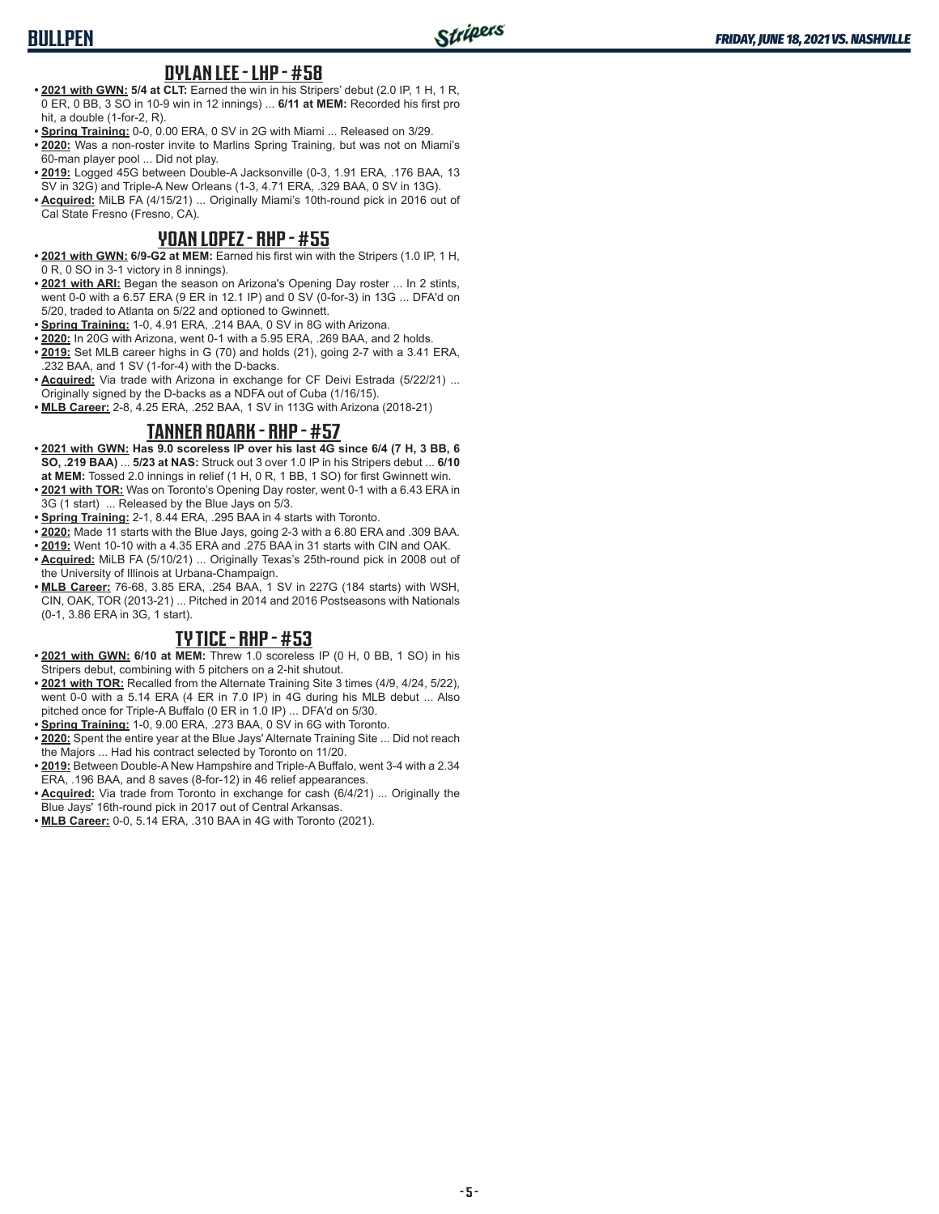## DYLAN LEE - LHP - #58

- **2021 with GWN: 5/4 at CLT:** Earned the win in his Stripers' debut (2.0 IP, 1 H, 1 R, 0 ER, 0 BB, 3 SO in 10-9 win in 12 innings) ... **6/11 at MEM:** Recorded his first pro hit, a double (1-for-2, R).
- **Spring Training:** 0-0, 0.00 ERA, 0 SV in 2G with Miami ... Released on 3/29.
- **2020:** Was a non-roster invite to Marlins Spring Training, but was not on Miami's 60-man player pool ... Did not play.
- **2019:** Logged 45G between Double-A Jacksonville (0-3, 1.91 ERA, .176 BAA, 13 SV in 32G) and Triple-A New Orleans (1-3, 4.71 ERA, .329 BAA, 0 SV in 13G).
- **Acquired:** MiLB FA (4/15/21) ... Originally Miami's 10th-round pick in 2016 out of Cal State Fresno (Fresno, CA).

## YOAN LOPEZ - RHP - #55

- **2021 with GWN: 6/9-G2 at MEM:** Earned his first win with the Stripers (1.0 IP, 1 H, 0 R, 0 SO in 3-1 victory in 8 innings).
- **2021 with ARI:** Began the season on Arizona's Opening Day roster ... In 2 stints, went 0-0 with a 6.57 ERA (9 ER in 12.1 IP) and 0 SV (0-for-3) in 13G ... DFA'd on 5/20, traded to Atlanta on 5/22 and optioned to Gwinnett.
- **Spring Training:** 1-0, 4.91 ERA, .214 BAA, 0 SV in 8G with Arizona.
- **2020:** In 20G with Arizona, went 0-1 with a 5.95 ERA, .269 BAA, and 2 holds.
- **2019:** Set MLB career highs in G (70) and holds (21), going 2-7 with a 3.41 ERA, .232 BAA, and 1 SV (1-for-4) with the D-backs.
- **Acquired:** Via trade with Arizona in exchange for CF Deivi Estrada (5/22/21) ... Originally signed by the D-backs as a NDFA out of Cuba (1/16/15).
- **MLB Career:** 2-8, 4.25 ERA, .252 BAA, 1 SV in 113G with Arizona (2018-21)

## TANNER ROARK - RHP - #57

- **2021 with GWN: Has 9.0 scoreless IP over his last 4G since 6/4 (7 H, 3 BB, 6 SO, .219 BAA)** ... **5/23 at NAS:** Struck out 3 over 1.0 IP in his Stripers debut ... **6/10 at MEM:** Tossed 2.0 innings in relief (1 H, 0 R, 1 BB, 1 SO) for first Gwinnett win.
- **2021 with TOR:** Was on Toronto's Opening Day roster, went 0-1 with a 6.43 ERA in 3G (1 start) ... Released by the Blue Jays on 5/3.
- **Spring Training:** 2-1, 8.44 ERA, .295 BAA in 4 starts with Toronto.
- **2020:** Made 11 starts with the Blue Jays, going 2-3 with a 6.80 ERA and .309 BAA.
- **2019:** Went 10-10 with a 4.35 ERA and .275 BAA in 31 starts with CIN and OAK.
- **Acquired:** MiLB FA (5/10/21) ... Originally Texas's 25th-round pick in 2008 out of the University of Illinois at Urbana-Champaign.
- **MLB Career:** 76-68, 3.85 ERA, .254 BAA, 1 SV in 227G (184 starts) with WSH, CIN, OAK, TOR (2013-21) ... Pitched in 2014 and 2016 Postseasons with Nationals (0-1, 3.86 ERA in 3G, 1 start).

## TY TICE - RHP - #53

- **2021 with GWN: 6/10 at MEM:** Threw 1.0 scoreless IP (0 H, 0 BB, 1 SO) in his Stripers debut, combining with 5 pitchers on a 2-hit shutout.
- **2021 with TOR:** Recalled from the Alternate Training Site 3 times (4/9, 4/24, 5/22), went 0-0 with a 5.14 ERA (4 ER in 7.0 IP) in 4G during his MLB debut ... Also pitched once for Triple-A Buffalo (0 ER in 1.0 IP) ... DFA'd on 5/30.
- **Spring Training:** 1-0, 9.00 ERA, .273 BAA, 0 SV in 6G with Toronto.
- **2020:** Spent the entire year at the Blue Jays' Alternate Training Site ... Did not reach the Majors ... Had his contract selected by Toronto on 11/20.
- **2019:** Between Double-A New Hampshire and Triple-A Buffalo, went 3-4 with a 2.34 ERA, .196 BAA, and 8 saves (8-for-12) in 46 relief appearances.
- **Acquired:** Via trade from Toronto in exchange for cash (6/4/21) ... Originally the Blue Jays' 16th-round pick in 2017 out of Central Arkansas.
- **MLB Career:** 0-0, 5.14 ERA, .310 BAA in 4G with Toronto (2021).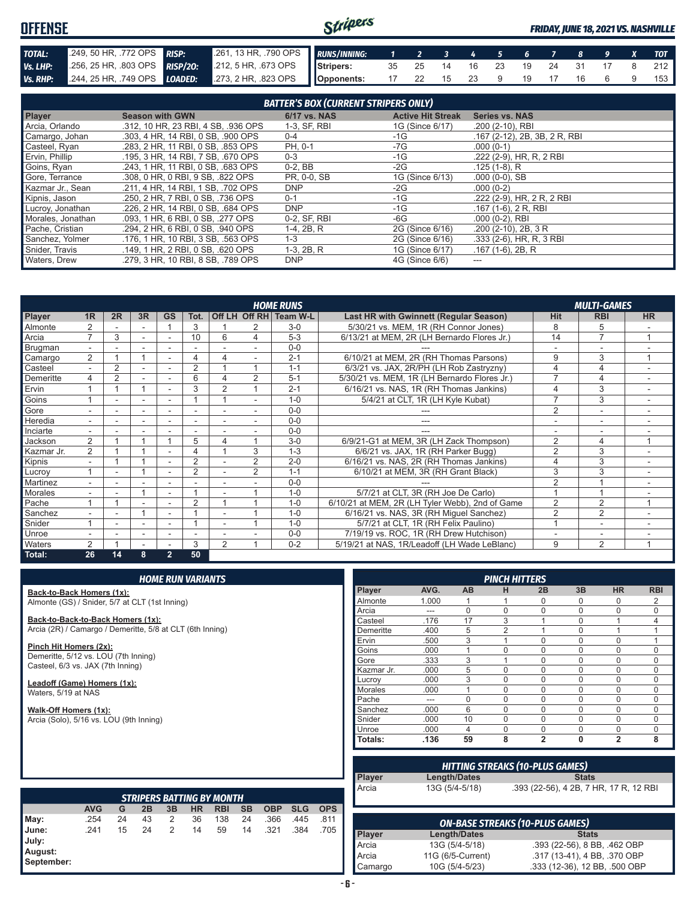# OFFENSE

*FRIDAY, JUNE 18, 2021 VS. NASHVILLE*

| | | | |
|---|---|---|---|
| **TOTAL:** | .249, 50 HR, .772 OPS | **RISP:** | .261, 13 HR, .790 OPS |
| **Vs. LHP:** | .256, 25 HR, .803 OPS | **RISP/2O:** | .212, 5 HR, .673 OPS |
| **Vs. RHP:** | .244, 25 HR, .749 OPS | **LOADED:** | .273, 2 HR, .823 OPS |

| RUNS/INNING: | 1 | 2 | 3 | 4 | 5 | 6 | 7 | 8 | 9 | X | TOT |
|---|---|---|---|---|---|---|---|---|---|---|---|
| Stripers: | 35 | 25 | 14 | 16 | 23 | 19 | 24 | 31 | 17 | 8 | 212 |
| Opponents: | 17 | 22 | 15 | 23 | 9 | 19 | 17 | 16 | 6 | 9 | 153 |

## BATTER'S BOX (CURRENT STRIPERS ONLY)

| Player | Season with GWN | 6/17 vs. NAS | Active Hit Streak | Series vs. NAS |
|---|---|---|---|---|
| Arcia, Orlando | .312, 10 HR, 23 RBI, 4 SB, .936 OPS | 1-3, SF, RBI | 1G (Since 6/17) | .200 (2-10), RBI |
| Camargo, Johan | .303, 4 HR, 14 RBI, 0 SB, .900 OPS | 0-4 | -1G | .167 (2-12), 2B, 3B, 2 R, RBI |
| Casteel, Ryan | .283, 2 HR, 11 RBI, 0 SB, .853 OPS | PH, 0-1 | -7G | .000 (0-1) |
| Ervin, Phillip | .195, 3 HR, 14 RBI, 7 SB, .670 OPS | 0-3 | -1G | .222 (2-9), HR, R, 2 RBI |
| Goins, Ryan | .243, 1 HR, 11 RBI, 0 SB, .683 OPS | 0-2, BB | -2G | .125 (1-8), R |
| Gore, Terrance | .308, 0 HR, 0 RBI, 9 SB, .822 OPS | PR, 0-0, SB | 1G (Since 6/13) | .000 (0-0), SB |
| Kazmar Jr., Sean | .211, 4 HR, 14 RBI, 1 SB, .702 OPS | DNP | -2G | .000 (0-2) |
| Kipnis, Jason | .250, 2 HR, 7 RBI, 0 SB, .736 OPS | 0-1 | -1G | .222 (2-9), HR, 2 R, 2 RBI |
| Lucroy, Jonathan | .226, 2 HR, 14 RBI, 0 SB, .684 OPS | DNP | -1G | .167 (1-6), 2 R, RBI |
| Morales, Jonathan | .093, 1 HR, 6 RBI, 0 SB, .277 OPS | 0-2, SF, RBI | -6G | .000 (0-2), RBI |
| Pache, Cristian | .294, 2 HR, 6 RBI, 0 SB, .940 OPS | 1-4, 2B, R | 2G (Since 6/16) | .200 (2-10), 2B, 3 R |
| Sanchez, Yolmer | .176, 1 HR, 10 RBI, 3 SB, .563 OPS | 1-3 | 2G (Since 6/16) | .333 (2-6), HR, R, 3 RBI |
| Snider, Travis | .149, 1 HR, 2 RBI, 0 SB, .620 OPS | 1-3, 2B, R | 1G (Since 6/17) | .167 (1-6), 2B, R |
| Waters, Drew | .279, 3 HR, 10 RBI, 8 SB, .789 OPS | DNP | 4G (Since 6/6) | --- |

## HOME RUNS / MULTI-GAMES

| Player | 1R | 2R | 3R | GS | Tot. | Off LH | Off RH | Team W-L | Last HR with Gwinnett (Regular Season) | Hit | RBI | HR |
|---|---|---|---|---|---|---|---|---|---|---|---|---|
| Almonte | 2 | - | - | 1 | 3 | 1 | 2 | 3-0 | 5/30/21 vs. MEM, 1R (RH Connor Jones) | 8 | 5 | - |
| Arcia | 7 | 3 | - | - | 10 | 6 | 4 | 5-3 | 6/13/21 at MEM, 2R (LH Bernardo Flores Jr.) | 14 | 7 | 1 |
| Brugman | - | - | - | - | - | - | - | 0-0 | --- | - | - | - |
| Camargo | 2 | 1 | 1 | - | 4 | 4 | - | 2-1 | 6/10/21 at MEM, 3R (RH Thomas Parsons) | 9 | 3 | 1 |
| Casteel | - | 2 | - | - | 2 | 1 | 1 | 1-1 | 6/3/21 vs. JAX, 2R/PH (LH Rob Zastryzny) | 4 | 4 | - |
| Demeritte | 4 | 2 | - | - | 6 | 4 | 2 | 5-1 | 5/30/21 vs. MEM, 1R (LH Bernardo Flores Jr.) | 7 | 4 | - |
| Ervin | 1 | 1 | 1 | - | 3 | 2 | 1 | 2-1 | 6/16/21 vs. NAS, 1R (RH Thomas Jankins) | 4 | 3 | - |
| Goins | 1 | - | - | - | 1 | 1 | - | 1-0 | 5/4/21 at CLT, 1R (LH Kyle Kubat) | 7 | 3 | - |
| Gore | - | - | - | - | - | - | - | 0-0 | --- | 2 | - | - |
| Heredia | - | - | - | - | - | - | - | 0-0 | --- | - | - | - |
| Inciarte | - | - | - | - | - | - | - | 0-0 | --- | - | - | - |
| Jackson | 2 | 1 | 1 | 1 | 5 | 4 | 1 | 3-0 | 6/9/21-G1 at MEM, 3R (LH Zack Thompson) | 2 | 4 | 1 |
| Kazmar Jr. | 2 | 1 | 1 | - | 4 | 1 | 3 | 1-3 | 6/6/21 vs. JAX, 1R (RH Parker Bugg) | 2 | 3 | - |
| Kipnis | - | 1 | 1 | - | 2 | - | 2 | 2-0 | 6/16/21 vs. NAS, 2R (RH Thomas Jankins) | 4 | 3 | - |
| Lucroy | 1 | - | 1 | - | 2 | - | 2 | 1-1 | 6/10/21 at MEM, 3R (RH Grant Black) | 3 | 3 | - |
| Martinez | - | - | - | - | - | - | - | 0-0 | --- | 2 | 1 | - |
| Morales | - | - | 1 | - | 1 | - | 1 | 1-0 | 5/7/21 at CLT, 3R (RH Joe De Carlo) | 1 | 1 | - |
| Pache | 1 | 1 | - | - | 2 | 1 | 1 | 1-0 | 6/10/21 at MEM, 2R (LH Tyler Webb), 2nd of Game | 2 | 2 | 1 |
| Sanchez | - | - | 1 | - | 1 | - | 1 | 1-0 | 6/16/21 vs. NAS, 3R (RH Miguel Sanchez) | 2 | 2 | - |
| Snider | 1 | - | - | - | 1 | - | 1 | 1-0 | 5/7/21 at CLT, 1R (RH Felix Paulino) | 1 | - | - |
| Unroe | - | - | - | - | - | - | - | 0-0 | 7/19/19 vs. ROC, 1R (RH Drew Hutchison) | - | - | - |
| Waters | 2 | 1 | - | - | 3 | 2 | 1 | 0-2 | 5/19/21 at NAS, 1R/Leadoff (LH Wade LeBlanc) | 9 | 2 | 1 |
| **Total:** | **26** | **14** | **8** | **2** | **50** | | | | | | | |

## HOME RUN VARIANTS

**Back-to-Back Homers (1x):**
Almonte (GS) / Snider, 5/7 at CLT (1st Inning)

**Back-to-Back-to-Back Homers (1x):**
Arcia (2R) / Camargo / Demeritte, 5/8 at CLT (6th Inning)

**Pinch Hit Homers (2x):**
Demeritte, 5/12 vs. LOU (7th Inning)
Casteel, 6/3 vs. JAX (7th Inning)

**Leadoff (Game) Homers (1x):**
Waters, 5/19 at NAS

**Walk-Off Homers (1x):**
Arcia (Solo), 5/16 vs. LOU (9th Inning)

## PINCH HITTERS

| Player | AVG. | AB | H | 2B | 3B | HR | RBI |
|---|---|---|---|---|---|---|---|
| Almonte | 1.000 | 1 | 1 | 0 | 0 | 0 | 2 |
| Arcia | --- | 0 | 0 | 0 | 0 | 0 | 0 |
| Casteel | .176 | 17 | 3 | 1 | 0 | 1 | 4 |
| Demeritte | .400 | 5 | 2 | 1 | 0 | 1 | 1 |
| Ervin | .500 | 3 | 1 | 0 | 0 | 0 | 1 |
| Goins | .000 | 1 | 0 | 0 | 0 | 0 | 0 |
| Gore | .333 | 3 | 1 | 0 | 0 | 0 | 0 |
| Kazmar Jr. | .000 | 5 | 0 | 0 | 0 | 0 | 0 |
| Lucroy | .000 | 3 | 0 | 0 | 0 | 0 | 0 |
| Morales | .000 | 1 | 0 | 0 | 0 | 0 | 0 |
| Pache | --- | 0 | 0 | 0 | 0 | 0 | 0 |
| Sanchez | .000 | 6 | 0 | 0 | 0 | 0 | 0 |
| Snider | .000 | 10 | 0 | 0 | 0 | 0 | 0 |
| Unroe | .000 | 4 | 0 | 0 | 0 | 0 | 0 |
| **Totals:** | **.136** | **59** | **8** | **2** | **0** | **2** | **8** |

## HITTING STREAKS (10-PLUS GAMES)

| Player | Length/Dates | Stats |
|---|---|---|
| Arcia | 13G (5/4-5/18) | .393 (22-56), 4 2B, 7 HR, 17 R, 12 RBI |

## STRIPERS BATTING BY MONTH

| | AVG | G | 2B | 3B | HR | RBI | SB | OBP | SLG | OPS |
|---|---|---|---|---|---|---|---|---|---|---|
| May: | .254 | 24 | 43 | 2 | 36 | 138 | 24 | .366 | .445 | .811 |
| June: | .241 | 15 | 24 | 2 | 14 | 59 | 14 | .321 | .384 | .705 |
| July: | | | | | | | | | | |
| August: | | | | | | | | | | |
| September: | | | | | | | | | | |

## ON-BASE STREAKS (10-PLUS GAMES)

| Player | Length/Dates | Stats |
|---|---|---|
| Arcia | 13G (5/4-5/18) | .393 (22-56), 8 BB, .462 OBP |
| Arcia | 11G (6/5-Current) | .317 (13-41), 4 BB, .370 OBP |
| Camargo | 10G (5/4-5/23) | .333 (12-36), 12 BB, .500 OBP |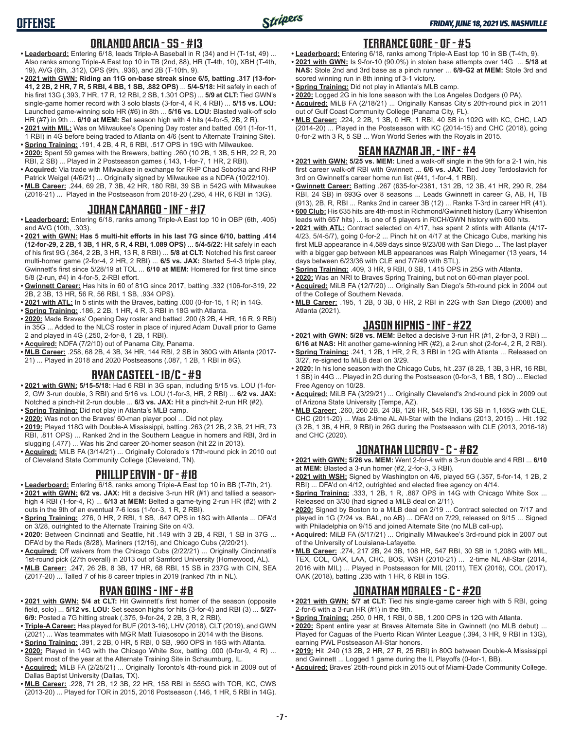# OFFENSE

## ORLANDO ARCIA - SS - #13

- **Leaderboard:** Entering 6/18, leads Triple-A Baseball in R (34) and H (T-1st, 49) ... Also ranks among Triple-A East top 10 in TB (2nd, 88), HR (T-4th, 10), XBH (T-4th, 19), AVG (6th, .312), OPS (9th, .936), and 2B (T-10th, 9).
- **2021 with GWN: Riding an 11G on-base streak since 6/5, batting .317 (13-for-41, 2 2B, 7 HR, 7 R, 5 RBI, 4 BB, 1 SB, .882 OPS)** ... **5/4-5/18:** Hit safely in each of his first 13G (.393, 7 HR, 17 R, 12 RBI, 2 SB, 1.301 OPS) ... **5/9 at CLT:** Tied GWN's single-game homer record with 3 solo blasts (3-for-4, 4 R, 4 RBI) ... **5/15 vs. LOU:** Launched game-winning solo HR (#6) in 8th ... **5/16 vs. LOU:** Blasted walk-off solo HR (#7) in 9th ... **6/10 at MEM:** Set season high with 4 hits (4-for-5, 2B, 2 R).
- **2021 with MIL:** Was on Milwaukee's Opening Day roster and batted .091 (1-for-11, 1 RBI) in 4G before being traded to Atlanta on 4/6 (sent to Alternate Training Site).
- **Spring Training:** .191, 4 2B, 4 R, 6 RBI, .517 OPS in 19G with Milwaukee.
- **2020:** Spent 59 games with the Brewers, batting .260 (10 2B, 1 3B, 5 HR, 22 R, 20 RBI, 2 SB) ... Played in 2 Postseason games (.143, 1-for-7, 1 HR, 2 RBI).
- **Acquired:** Via trade with Milwaukee in exchange for RHP Chad Sobotka and RHP Patrick Weigel (4/6/21) ... Originally signed by Milwaukee as a NDFA (10/22/10).
- **MLB Career:** .244, 69 2B, 7 3B, 42 HR, 180 RBI, 39 SB in 542G with Milwaukee (2016-21) ... Played in the Postseason from 2018-20 (.295, 4 HR, 6 RBI in 13G).

## JOHAN CAMARGO - INF - #17

- **Leaderboard:** Entering 6/18, ranks among Triple-A East top 10 in OBP (6th, .405) and AVG (10th, .303).
- **2021 with GWN: Has 5 multi-hit efforts in his last 7G since 6/10, batting .414 (12-for-29, 2 2B, 1 3B, 1 HR, 5 R, 4 RBI, 1.089 OPS)** ... **5/4-5/22:** Hit safely in each of his first 9G (.364, 2 2B, 3 HR, 13 R, 8 RBI) ... **5/8 at CLT:** Notched his first career multi-homer game (2-for-4, 2 HR, 2 RBI) ... **6/5 vs. JAX:** Started 5-4-3 triple play, Gwinnett's first since 5/28/19 at TOL ... **6/10 at MEM:** Homered for first time since 5/8 (2-run, #4) in 4-for-5, 2-RBI effort.
- **Gwinnett Career:** Has hits in 60 of 81G since 2017, batting .332 (106-for-319, 22 2B, 2 3B, 13 HR, 56 R, 56 RBI, 1 SB, .934 OPS).
- **2021 with ATL:** In 5 stints with the Braves, batting .000 (0-for-15, 1 R) in 14G.
- **Spring Training:** .186, 2 2B, 1 HR, 4 R, 3 RBI in 18G with Atlanta.
- **2020:** Made Braves' Opening Day roster and batted .200 (8 2B, 4 HR, 16 R, 9 RBI) in 35G ... Added to the NLCS roster in place of injured Adam Duvall prior to Game 2 and played in 4G (.250, 2-for-8, 1 2B, 1 RBI).
- **Acquired:** NDFA (7/2/10) out of Panama City, Panama.
- **MLB Career:** .258, 68 2B, 4 3B, 34 HR, 144 RBI, 2 SB in 360G with Atlanta (2017-21) ... Played in 2018 and 2020 Postseasons (.087, 1 2B, 1 RBI in 8G).

## RYAN CASTEEL - 1B/C - #9

- **2021 with GWN: 5/15-5/18:** Had 6 RBI in 3G span, including 5/15 vs. LOU (1-for-2, GW 3-run double, 3 RBI) and 5/16 vs. LOU (1-for-3, HR, 2 RBI) ... **6/2 vs. JAX:** Notched a pinch-hit 2-run double ... **6/3 vs. JAX:** Hit a pinch-hit 2-run HR (#2).
- **Spring Training:** Did not play in Atlanta's MLB camp.
- **2020:** Was not on the Braves' 60-man player pool ... Did not play.
- **2019:** Played 118G with Double-A Mississippi, batting .263 (21 2B, 2 3B, 21 HR, 73 RBI, .811 OPS) ... Ranked 2nd in the Southern League in homers and RBI, 3rd in slugging (.477) ... Was his 2nd career 20-homer season (hit 22 in 2013).
- **Acquired:** MiLB FA (3/14/21) ... Originally Colorado's 17th-round pick in 2010 out of Cleveland State Community College (Cleveland, TN).

## PHILLIP ERVIN - OF - #18

- **Leaderboard:** Entering 6/18, ranks among Triple-A East top 10 in BB (T-7th, 21).
- **2021 with GWN: 6/2 vs. JAX:** Hit a decisive 3-run HR (#1) and tallied a season-high 4 RBI (1-for-4, R) ... **6/13 at MEM:** Belted a game-tying 2-run HR (#2) with 2 outs in the 9th of an eventual 7-6 loss (1-for-3, 1 R, 2 RBI).
- **Spring Training:** .276, 0 HR, 2 RBI, 1 SB, .647 OPS in 18G with Atlanta ... DFA'd on 3/28, outrighted to the Alternate Training Site on 4/3.
- **2020:** Between Cincinnati and Seattle, hit .149 with 3 2B, 4 RBI, 1 SB in 37G ... DFA'd by the Reds (8/28), Mariners (12/16), and Chicago Cubs (2/20/21).
- **Acquired:** Off waivers from the Chicago Cubs (2/22/21) ... Originally Cincinnati's 1st-round pick (27th overall) in 2013 out of Samford University (Homewood, AL).
- **MLB Career:** .247, 26 2B, 8 3B, 17 HR, 68 RBI, 15 SB in 237G with CIN, SEA (2017-20) ... Talled 7 of his 8 career triples in 2019 (ranked 7th in NL).

## RYAN GOINS - INF - #8

- **2021 with GWN: 5/4 at CLT:** Hit Gwinnett's first homer of the season (opposite field, solo) ... **5/12 vs. LOU:** Set season highs for hits (3-for-4) and RBI (3) ... **5/27-6/9:** Posted a 7G hitting streak (.375, 9-for-24, 2 2B, 3 R, 2 RBI).
- **Triple-A Career:** Has played for BUF (2013-16), LHV (2018), CLT (2019), and GWN (2021) ... Was teammates with MGR Matt Tuiasosopo in 2014 with the Bisons.
- **Spring Training:** .391, 2 2B, 0 HR, 5 RBI, 0 SB, .960 OPS in 16G with Atlanta.
- **2020:** Played in 14G with the Chicago White Sox, batting .000 (0-for-9, 4 R) ... Spent most of the year at the Alternate Training Site in Schaumburg, IL.
- **Acquired:** MiLB FA (2/25/21) ... Originally Toronto's 4th-round pick in 2009 out of Dallas Baptist University (Dallas, TX).
- **MLB Career:** .228, 71 2B, 12 3B, 22 HR, 158 RBI in 555G with TOR, KC, CWS (2013-20) ... Played for TOR in 2015, 2016 Postseason (.146, 1 HR, 5 RBI in 14G).

## TERRANCE GORE - OF - #5

- **Leaderboard:** Entering 6/18, ranks among Triple-A East top 10 in SB (T-4th, 9).
- **2021 with GWN:** Is 9-for-10 (90.0%) in stolen base attempts over 14G ... **5/18 at NAS:** Stole 2nd and 3rd base as a pinch runner ... **6/9-G2 at MEM:** Stole 3rd and scored winning run in 8th inning of 3-1 victory.
- **Spring Training:** Did not play in Atlanta's MLB camp.
- **2020:** Logged 2G in his lone season with the Los Angeles Dodgers (0 PA).
- **Acquired:** MiLB FA (2/18/21) ... Originally Kansas City's 20th-round pick in 2011 out of Gulf Coast Community College (Panama City, FL).
- **MLB Career:** .224, 2 2B, 1 3B, 0 HR, 1 RBI, 40 SB in 102G with KC, CHC, LAD (2014-20) ... Played in the Postseason with KC (2014-15) and CHC (2018), going 0-for-2 with 3 R, 5 SB ... Won World Series with the Royals in 2015.

## SEAN KAZMAR JR. - INF - #4

- **2021 with GWN: 5/25 vs. MEM:** Lined a walk-off single in the 9th for a 2-1 win, his first career walk-off RBI with Gwinnett ... **6/6 vs. JAX:** Tied Joey Terdoslavich for 3rd on Gwinnett's career home run list (#41, 1-for-4, 1 RBI).
- **Gwinnett Career:** Batting .267 (635-for-2381, 131 2B, 12 3B, 41 HR, 290 R, 284 RBI, 24 SB) in 693G over 8 seasons ... Leads Gwinnett in career G, AB, H, TB (913), 2B, R, RBI ... Ranks 2nd in career 3B (12) ... Ranks T-3rd in career HR (41).
- **600 Club:** His 635 hits are 4th-most in Richmond/Gwinnett history (Larry Whisenton leads with 657 hits) ... Is one of 5 players in RICH/GWN history with 600 hits.
- **2021 with ATL:** Contract selected on 4/17, has spent 2 stints with Atlanta (4/17-4/23, 5/4-5/7), going 0-for-2 ... Pinch hit on 4/17 at the Chicago Cubs, marking his first MLB appearance in 4,589 days since 9/23/08 with San Diego ... The last player with a bigger gap between MLB appearances was Ralph Winegarner (13 years, 14 days between 6/23/36 with CLE and 7/7/49 with STL).
- **Spring Training:** .409, 3 HR, 9 RBI, 0 SB, 1.415 OPS in 25G with Atlanta.
- **2020:** Was an NRI to Braves Spring Training, but not on 60-man player pool.
- **Acquired:** MiLB FA (12/7/20) ... Originally San Diego's 5th-round pick in 2004 out of the College of Southern Nevada.
- **MLB Career:** .195, 1 2B, 0 3B, 0 HR, 2 RBI in 22G with San Diego (2008) and Atlanta (2021).

## JASON KIPNIS - INF - #22

- **2021 with GWN: 5/28 vs. MEM:** Belted a decisive 3-run HR (#1, 2-for-3, 3 RBI) ... **6/16 at NAS:** Hit another game-winning HR (#2), a 2-run shot (2-for-4, 2 R, 2 RBI).
- **Spring Training:** .241, 1 2B, 1 HR, 2 R, 3 RBI in 12G with Atlanta ... Released on 3/27, re-signed to MiLB deal on 3/29.
- **2020:** In his lone season with the Chicago Cubs, hit .237 (8 2B, 1 3B, 3 HR, 16 RBI, 1 SB) in 44G ... Played in 2G during the Postseason (0-for-3, 1 BB, 1 SO) ... Elected Free Agency on 10/28.
- **Acquired:** MiLB FA (3/29/21) ... Originally Cleveland's 2nd-round pick in 2009 out of Arizona State University (Tempe, AZ).
- **MLB Career:** .260, 260 2B, 24 3B, 126 HR, 545 RBI, 136 SB in 1,165G with CLE, CHC (2011-20) ... Was 2-time AL All-Star with the Indians (2013, 2015) ... Hit .192 (3 2B, 1 3B, 4 HR, 9 RBI) in 26G during the Postseason with CLE (2013, 2016-18) and CHC (2020).

## JONATHAN LUCROY - C - #62

- **2021 with GWN: 5/26 vs. MEM:** Went 2-for-4 with a 3-run double and 4 RBI ... **6/10 at MEM:** Blasted a 3-run homer (#2, 2-for-3, 3 RBI).
- **2021 with WSH:** Signed by Washington on 4/6, played 5G (.357, 5-for-14, 1 2B, 2 RBI) ... DFA'd on 4/12, outrighted and elected free agency on 4/14.
- **Spring Training:** .333, 1 2B, 1 R, .867 OPS in 14G with Chicago White Sox ... Released on 3/30 (had signed a MiLB deal on 2/11).
- **2020:** Signed by Boston to a MiLB deal on 2/19 ... Contract selected on 7/17 and played in 1G (7/24 vs. BAL, no AB) ... DFA'd on 7/29, released on 9/15 ... Signed with Philadelphia on 9/15 and joined Alternate Site (no MLB call-up).
- **Acquired:** MiLB FA (5/17/21) ... Originally Milwaukee's 3rd-round pick in 2007 out of the University of Louisiana-Lafayette.
- **MLB Career:** .274, 217 2B, 24 3B, 108 HR, 547 RBI, 30 SB in 1,208G with MIL, TEX, COL, OAK, LAA, CHC, BOS, WSH (2010-21) ... 2-time NL All-Star (2014, 2016 with MIL) ... Played in Postseason for MIL (2011), TEX (2016), COL (2017), OAK (2018), batting .235 with 1 HR, 6 RBI in 15G.

## JONATHAN MORALES - C - #20

- **2021 with GWN: 5/7 at CLT:** Tied his single-game career high with 5 RBI, going 2-for-6 with a 3-run HR (#1) in the 9th.
- **Spring Training:** .250, 0 HR, 1 RBI, 0 SB, 1.200 OPS in 12G with Atlanta.
- **2020:** Spent entire year at Braves Alternate Site in Gwinnett (no MLB debut) ... Played for Caguas of the Puerto Rican Winter League (.394, 3 HR, 9 RBI in 13G), earning PWL Postseason All-Star honors.
- **2019:** Hit .240 (13 2B, 2 HR, 27 R, 25 RBI) in 80G between Double-A Mississippi and Gwinnett ... Logged 1 game during the IL Playoffs (0-for-1, BB).
- **Acquired:** Braves' 25th-round pick in 2015 out of Miami-Dade Community College.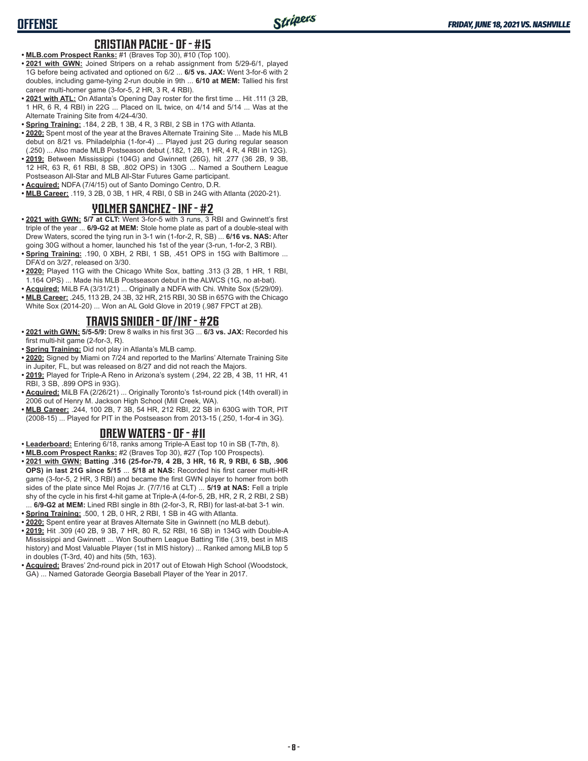## CRISTIAN PACHE - OF - #15

- **MLB.com Prospect Ranks:** #1 (Braves Top 30), #10 (Top 100).
- **2021 with GWN:** Joined Stripers on a rehab assignment from 5/29-6/1, played 1G before being activated and optioned on 6/2 ... **6/5 vs. JAX:** Went 3-for-6 with 2 doubles, including game-tying 2-run double in 9th ... **6/10 at MEM:** Tallied his first career multi-homer game (3-for-5, 2 HR, 3 R, 4 RBI).
- **2021 with ATL:** On Atlanta's Opening Day roster for the first time ... Hit .111 (3 2B, 1 HR, 6 R, 4 RBI) in 22G ... Placed on IL twice, on 4/14 and 5/14 ... Was at the Alternate Training Site from 4/24-4/30.
- **Spring Training:** .184, 2 2B, 1 3B, 4 R, 3 RBI, 2 SB in 17G with Atlanta.
- **2020:** Spent most of the year at the Braves Alternate Training Site ... Made his MLB debut on 8/21 vs. Philadelphia (1-for-4) ... Played just 2G during regular season (.250) ... Also made MLB Postseason debut (.182, 1 2B, 1 HR, 4 R, 4 RBI in 12G).
- **2019:** Between Mississippi (104G) and Gwinnett (26G), hit .277 (36 2B, 9 3B, 12 HR, 63 R, 61 RBI, 8 SB, .802 OPS) in 130G ... Named a Southern League Postseason All-Star and MLB All-Star Futures Game participant.
- **Acquired:** NDFA (7/4/15) out of Santo Domingo Centro, D.R.
- **MLB Career:** .119, 3 2B, 0 3B, 1 HR, 4 RBI, 0 SB in 24G with Atlanta (2020-21).

## YOLMER SANCHEZ - INF - #2

- **2021 with GWN:** **5/7 at CLT:** Went 3-for-5 with 3 runs, 3 RBI and Gwinnett's first triple of the year ... **6/9-G2 at MEM:** Stole home plate as part of a double-steal with Drew Waters, scored the tying run in 3-1 win (1-for-2, R, SB) ... **6/16 vs. NAS:** After going 30G without a homer, launched his 1st of the year (3-run, 1-for-2, 3 RBI).
- **Spring Training:** .190, 0 XBH, 2 RBI, 1 SB, .451 OPS in 15G with Baltimore ... DFA'd on 3/27, released on 3/30.
- **2020:** Played 11G with the Chicago White Sox, batting .313 (3 2B, 1 HR, 1 RBI, 1.164 OPS) ... Made his MLB Postseason debut in the ALWCS (1G, no at-bat).
- **Acquired:** MiLB FA (3/31/21) ... Originally a NDFA with Chi. White Sox (5/29/09).
- **MLB Career:** .245, 113 2B, 24 3B, 32 HR, 215 RBI, 30 SB in 657G with the Chicago White Sox (2014-20) ... Won an AL Gold Glove in 2019 (.987 FPCT at 2B).

## TRAVIS SNIDER - OF/INF - #26

- **2021 with GWN:** **5/5-5/9:** Drew 8 walks in his first 3G ... **6/3 vs. JAX:** Recorded his first multi-hit game (2-for-3, R).
- **Spring Training:** Did not play in Atlanta's MLB camp.
- **2020:** Signed by Miami on 7/24 and reported to the Marlins' Alternate Training Site in Jupiter, FL, but was released on 8/27 and did not reach the Majors.
- **2019:** Played for Triple-A Reno in Arizona's system (.294, 22 2B, 4 3B, 11 HR, 41 RBI, 3 SB, .899 OPS in 93G).
- **Acquired:** MiLB FA (2/26/21) ... Originally Toronto's 1st-round pick (14th overall) in 2006 out of Henry M. Jackson High School (Mill Creek, WA).
- **MLB Career:** .244, 100 2B, 7 3B, 54 HR, 212 RBI, 22 SB in 630G with TOR, PIT (2008-15) ... Played for PIT in the Postseason from 2013-15 (.250, 1-for-4 in 3G).

## DREW WATERS - OF - #11

- **Leaderboard:** Entering 6/18, ranks among Triple-A East top 10 in SB (T-7th, 8).
- **MLB.com Prospect Ranks:** #2 (Braves Top 30), #27 (Top 100 Prospects).
- **2021 with GWN:** **Batting .316 (25-for-79, 4 2B, 3 HR, 16 R, 9 RBI, 6 SB, .906 OPS) in last 21G since 5/15** ... **5/18 at NAS:** Recorded his first career multi-HR game (3-for-5, 2 HR, 3 RBI) and became the first GWN player to homer from both sides of the plate since Mel Rojas Jr. (7/7/16 at CLT) ... **5/19 at NAS:** Fell a triple shy of the cycle in his first 4-hit game at Triple-A (4-for-5, 2B, HR, 2 R, 2 RBI, 2 SB) ... **6/9-G2 at MEM:** Lined RBI single in 8th (2-for-3, R, RBI) for last-at-bat 3-1 win.
- **Spring Training:** .500, 1 2B, 0 HR, 2 RBI, 1 SB in 4G with Atlanta.
- **2020:** Spent entire year at Braves Alternate Site in Gwinnett (no MLB debut).
- **2019:** Hit .309 (40 2B, 9 3B, 7 HR, 80 R, 52 RBI, 16 SB) in 134G with Double-A Mississippi and Gwinnett ... Won Southern League Batting Title (.319, best in MIS history) and Most Valuable Player (1st in MIS history) ... Ranked among MiLB top 5 in doubles (T-3rd, 40) and hits (5th, 163).
- **Acquired:** Braves' 2nd-round pick in 2017 out of Etowah High School (Woodstock, GA) ... Named Gatorade Georgia Baseball Player of the Year in 2017.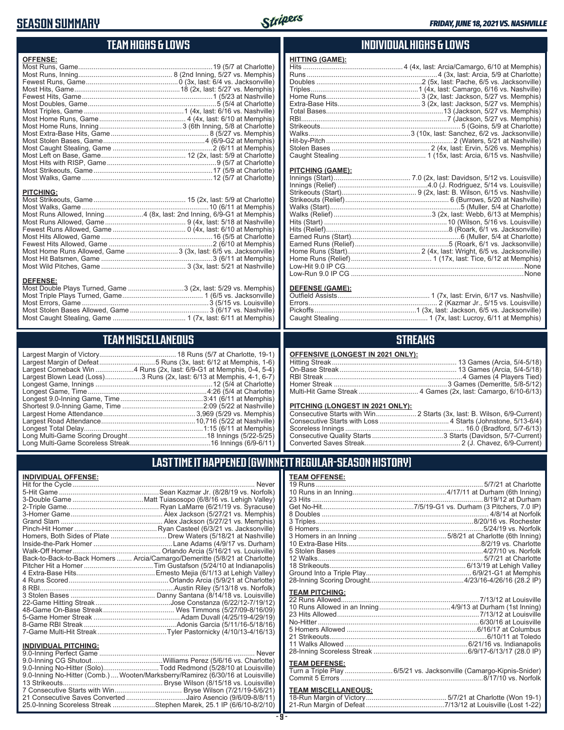# SEASON SUMMARY

*FRIDAY, JUNE 18, 2021 VS. NASHVILLE*

## TEAM HIGHS & LOWS

**OFFENSE:**

| | |
|---|---|
| Most Runs, Game | 19 (5/7 at Charlotte) |
| Most Runs, Inning | 8 (2nd Inning, 5/27 vs. Memphis) |
| Fewest Runs, Game | 0 (3x, last: 6/4 vs. Jacksonville) |
| Most Hits, Game | 18 (2x, last: 5/27 vs. Memphis) |
| Fewest Hits, Game | 1 (5/23 at Nashville) |
| Most Doubles, Game | 5 (5/4 at Charlotte) |
| Most Triples, Game | 1 (4x, last: 6/16 vs. Nashville) |
| Most Home Runs, Game | 4 (4x, last: 6/10 at Memphis) |
| Most Home Runs, Inning | 3 (6th Inning, 5/8 at Charlotte) |
| Most Extra-Base Hits, Game | 8 (5/27 vs. Memphis) |
| Most Stolen Bases, Game | 4 (6/9-G2 at Memphis) |
| Most Caught Stealing, Game | 2 (6/11 at Memphis) |
| Most Left on Base, Game | 12 (2x, last: 5/9 at Charlotte) |
| Most Hits with RISP, Game | 9 (5/7 at Charlotte) |
| Most Strikeouts, Game | 17 (5/9 at Charlotte) |
| Most Walks, Game | 12 (5/7 at Charlotte) |

**PITCHING:**

| | |
|---|---|
| Most Strikeouts, Game | 15 (2x, last: 5/9 at Charlotte) |
| Most Walks, Game | 10 (6/11 at Memphis) |
| Most Runs Allowed, Inning | 4 (8x, last: 2nd Inning, 6/9-G1 at Memphis) |
| Most Runs Allowed, Game | 9 (4x, last: 5/18 at Nashville) |
| Fewest Runs Allowed, Game | 0 (4x, last: 6/10 at Memphis) |
| Most Hits Allowed, Game | 16 (5/5 at Charlotte) |
| Fewest Hits Allowed, Game | 2 (6/10 at Memphis) |
| Most Home Runs Allowed, Game | 3 (3x, last: 6/5 vs. Jacksonville) |
| Most Hit Batsmen, Game | 3 (6/11 at Memphis) |
| Most Wild Pitches, Game | 3 (3x, last: 5/21 at Nashville) |

**DEFENSE:**

| | |
|---|---|
| Most Double Plays Turned, Game | 3 (2x, last: 5/29 vs. Memphis) |
| Most Triple Plays Turned, Game | 1 (6/5 vs. Jacksonville) |
| Most Errors, Game | 3 (5/15 vs. Louisville) |
| Most Stolen Bases Allowed, Game | 3 (6/17 vs. Nashville) |
| Most Caught Stealing, Game | 1 (7x, last: 6/11 at Memphis) |

## INDIVIDUAL HIGHS & LOWS

**HITTING (GAME):**

| | |
|---|---|
| Hits | 4 (4x, last: Arcia/Camargo, 6/10 at Memphis) |
| Runs | 4 (3x, last: Arcia, 5/9 at Charlotte) |
| Doubles | 2 (5x, last: Pache, 6/5 vs. Jacksonville) |
| Triples | 1 (4x, last: Camargo, 6/16 vs. Nashville) |
| Home Runs | 3 (2x, last: Jackson, 5/27 vs. Memphis) |
| Extra-Base Hits | 3 (2x, last: Jackson, 5/27 vs. Memphis) |
| Total Bases | 13 (Jackson, 5/27 vs. Memphis) |
| RBI | 7 (Jackson, 5/27 vs. Memphis) |
| Strikeouts | 5 (Goins, 5/9 at Charlotte) |
| Walks | 3 (10x, last: Sanchez, 6/2 vs. Jacksonville) |
| Hit-by-Pitch | 2 (Waters, 5/21 at Nashville) |
| Stolen Bases | 2 (4x, last: Ervin, 5/26 vs. Memphis) |
| Caught Stealing | 1 (15x, last: Arcia, 6/15 vs. Nashville) |

**PITCHING (GAME):**

| | |
|---|---|
| Innings (Start) | 7.0 (2x, last: Davidson, 5/12 vs. Louisville) |
| Innings (Relief) | 4.0 (J. Rodriguez, 5/14 vs. Louisville) |
| Strikeouts (Start) | 9 (2x, last: B. Wilson, 6/15 vs. Nashville) |
| Strikeouts (Relief) | 6 (Burrows, 5/20 at Nashville) |
| Walks (Start) | 5 (Muller, 5/4 at Charlotte) |
| Walks (Relief) | 3 (2x, last: Webb, 6/13 at Memphis) |
| Hits (Start) | 10 (Wilson, 5/16 vs. Louisville) |
| Hits (Relief) | 8 (Roark, 6/1 vs. Jacksonville) |
| Earned Runs (Start) | 6 (Muller, 5/4 at Charlotte) |
| Earned Runs (Relief) | 5 (Roark, 6/1 vs. Jacksonville) |
| Home Runs (Start) | 2 (4x, last: Wright, 6/5 vs. Jacksonville) |
| Home Runs (Relief) | 1 (17x, last: Tice, 6/12 at Memphis) |
| Low-Hit 9.0 IP CG | None |
| Low-Run 9.0 IP CG | None |

**DEFENSE (GAME):**

| | |
|---|---|
| Outfield Assists | 1 (7x, last: Ervin, 6/17 vs. Nashville) |
| Errors | 2 (Kazmar Jr., 5/15 vs. Louisville) |
| Pickoffs | 1 (3x, last: Jackson, 6/5 vs. Jacksonville) |
| Caught Stealing | 1 (7x, last: Lucroy, 6/11 at Memphis) |

## TEAM MISCELLANEOUS

| | |
|---|---|
| Largest Margin of Victory | 18 Runs (5/7 at Charlotte, 19-1) |
| Largest Margin of Defeat | 5 Runs (3x, last: 6/12 at Memphis, 1-6) |
| Largest Comeback Win | 4 Runs (2x, last: 6/9-G1 at Memphis, 0-4, 5-4) |
| Largest Blown Lead (Loss) | 3 Runs (2x, last: 6/13 at Memphis, 4-1, 6-7) |
| Longest Game, Innings | 12 (5/4 at Charlotte) |
| Longest Game, Time | 4:26 (5/4 at Charlotte) |
| Longest 9.0-Inning Game, Time | 3:41 (6/11 at Memphis) |
| Shortest 9.0-Inning Game, Time | 2:09 (5/22 at Nashville) |
| Largest Home Attendance | 3,969 (5/29 vs. Memphis) |
| Largest Road Attendance | 10,716 (5/22 at Nashville) |
| Longest Total Delay | 1:15 (6/11 at Memphis) |
| Long Multi-Game Scoring Drought | 18 Innings (5/22-5/25) |
| Long Multi-Game Scoreless Streak | 16 Innings (6/9-6/11) |

## STREAKS

**OFFENSIVE (LONGEST IN 2021 ONLY):**

| | |
|---|---|
| Hitting Streak | 13 Games (Arcia, 5/4-5/18) |
| On-Base Streak | 13 Games (Arcia, 5/4-5/18) |
| RBI Streak | 4 Games (4 Players Tied) |
| Homer Streak | 3 Games (Demeritte, 5/8-5/12) |
| Multi-Hit Game Streak | 4 Games (2x, last: Camargo, 6/10-6/13) |

**PITCHING (LONGEST IN 2021 ONLY):**

| | |
|---|---|
| Consecutive Starts with Win | 2 Starts (3x, last: B. Wilson, 6/9-Current) |
| Consecutive Starts with Loss | 4 Starts (Johnstone, 5/13-6/4) |
| Scoreless Innings | 16.0 (Bradford, 5/7-6/13) |
| Consecutive Quality Starts | 3 Starts (Davidson, 5/7-Current) |
| Converted Saves Streak | 2 (J. Chavez, 6/9-Current) |

## LAST TIME IT HAPPENED (GWINNETT REGULAR-SEASON HISTORY)

**INDIVIDUAL OFFENSE:**

| | |
|---|---|
| Hit for the Cycle | Never |
| 5-Hit Game | Sean Kazmar Jr. (8/28/19 vs. Norfolk) |
| 3-Double Game | Matt Tuiasosopo (6/8/16 vs. Lehigh Valley) |
| 2-Triple Game | Ryan LaMarre (6/21/19 vs. Syracuse) |
| 3-Homer Game | Alex Jackson (5/27/21 vs. Memphis) |
| Grand Slam | Alex Jackson (5/27/21 vs. Memphis) |
| Pinch-Hit Homer | Ryan Casteel (6/3/21 vs. Jacksonville) |
| Homers, Both Sides of Plate | Drew Waters (5/18/21 at Nashville) |
| Inside-the-Park Homer | Lane Adams (4/9/17 vs. Durham) |
| Walk-Off Homer | Orlando Arcia (5/16/21 vs. Louisville) |
| Back-to-Back-to-Back Homers | Arcia/Camargo/Demeritte (5/8/21 at Charlotte) |
| Pitcher Hit a Homer | Tim Gustafson (5/24/10 at Indianapolis) |
| 4 Extra-Base Hits | Ernesto Mejia (6/1/13 at Lehigh Valley) |
| 4 Runs Scored | Orlando Arcia (5/9/21 at Charlotte) |
| 8 RBI | Austin Riley (5/13/18 vs. Norfolk) |
| 3 Stolen Bases | Danny Santana (8/14/18 vs. Louisville) |
| 22-Game Hitting Streak | Jose Constanza (6/22/12-7/19/12) |
| 48-Game On-Base Streak | Wes Timmons (5/27/09-8/16/09) |
| 5-Game Homer Streak | Adam Duvall (4/25/19-4/29/19) |
| 8-Game RBI Streak | Adonis Garcia (5/11/16-5/18/16) |
| 7-Game Multi-Hit Streak | Tyler Pastornicky (4/10/13-4/16/13) |

**INDIVIDUAL PITCHING:**

| | |
|---|---|
| 9.0-Inning Perfect Game | Never |
| 9.0-Inning CG Shutout | Williams Perez (5/6/16 vs. Charlotte) |
| 9.0-Inning No-Hitter (Solo) | Todd Redmond (5/28/10 at Louisville) |
| 9.0-Inning No-Hitter (Comb.) | Wooten/Marksberry/Ramirez (6/30/16 at Louisville) |
| 13 Strikeouts | Bryse Wilson (8/15/18 vs. Louisville) |
| 7 Consecutive Starts with Win | Bryse Wilson (7/21/19-5/6/21) |
| 21 Consecutive Saves Converted | Jairo Asencio (9/6/09-8/8/11) |
| 25.0-Inning Scoreless Streak | Stephen Marek, 25.1 IP (6/6/10-8/2/10) |

**TEAM OFFENSE:**

| | |
|---|---|
| 19 Runs | 5/7/21 at Charlotte |
| 10 Runs in an Inning | 4/17/11 at Durham (6th Inning) |
| 23 Hits | 8/19/12 at Durham |
| Get No-Hit | 7/5/19-G1 vs. Durham (3 Pitchers, 7.0 IP) |
| 8 Doubles | 4/8/14 at Norfolk |
| 3 Triples | 8/20/16 vs. Rochester |
| 6 Homers | 5/24/19 vs. Norfolk |
| 3 Homers in an Inning | 5/8/21 at Charlotte (6th Inning) |
| 10 Extra-Base Hits | 8/2/19 vs. Charlotte |
| 5 Stolen Bases | 4/27/10 vs. Norfolk |
| 12 Walks | 5/7/21 at Charlotte |
| 18 Strikeouts | 6/13/19 at Lehigh Valley |
| Ground Into a Triple Play | 6/9/21-G1 at Memphis |
| 28-Inning Scoring Drought | 4/23/16-4/26/16 (28.2 IP) |

**TEAM PITCHING:**

| | |
|---|---|
| 22 Runs Allowed | 7/13/12 at Louisville |
| 10 Runs Allowed in an Inning | 4/9/13 at Durham (1st Inning) |
| 23 Hits Allowed | 7/13/12 at Louisville |
| No-Hitter | 6/30/16 at Louisville |
| 5 Homers Allowed | 6/16/17 at Columbus |
| 21 Strikeouts | 6/10/11 at Toledo |
| 11 Walks Allowed | 6/21/16 vs. Indianapolis |
| 28-Inning Scoreless Streak | 6/9/17-6/13/17 (28.0 IP) |

**TEAM DEFENSE:**

| | |
|---|---|
| Turn a Triple Play | 6/5/21 vs. Jacksonville (Camargo-Kipnis-Snider) |
| Commit 5 Errors | 8/17/10 vs. Norfolk |

**TEAM MISCELLANEOUS:**

| | |
|---|---|
| 18-Run Margin of Victory | 5/7/21 at Charlotte (Won 19-1) |
| 21-Run Margin of Defeat | 7/13/12 at Louisville (Lost 1-22) |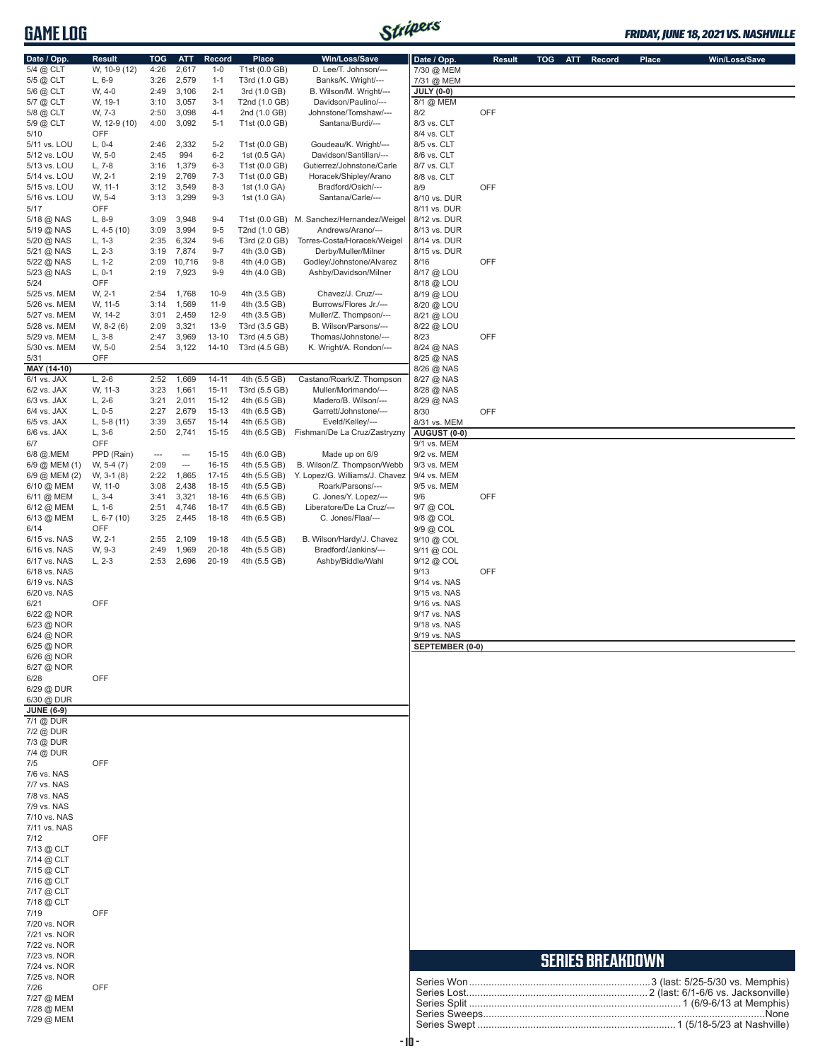# GAME LOG

*FRIDAY, JUNE 18, 2021 VS. NASHVILLE*

| Date / Opp. | Result | TOG | ATT | Record | Place | Win/Loss/Save |
|---|---|---|---|---|---|---|
| 5/4 @ CLT | W, 10-9 (12) | 4:26 | 2,617 | 1-0 | T1st (0.0 GB) | D. Lee/T. Johnson/--- |
| 5/5 @ CLT | L, 6-9 | 3:26 | 2,579 | 1-1 | T3rd (1.0 GB) | Banks/K. Wright/--- |
| 5/6 @ CLT | W, 4-0 | 2:49 | 3,106 | 2-1 | 3rd (1.0 GB) | B. Wilson/M. Wright/--- |
| 5/7 @ CLT | W, 19-1 | 3:10 | 3,057 | 3-1 | T2nd (1.0 GB) | Davidson/Paulino/--- |
| 5/8 @ CLT | W, 7-3 | 2:50 | 3,098 | 4-1 | 2nd (1.0 GB) | Johnstone/Tomshaw/--- |
| 5/9 @ CLT | W, 12-9 (10) | 4:00 | 3,092 | 5-1 | T1st (0.0 GB) | Santana/Burdi/--- |
| 5/10 | OFF | | | | | |
| 5/11 vs. LOU | L, 0-4 | 2:46 | 2,332 | 5-2 | T1st (0.0 GB) | Goudeau/K. Wright/--- |
| 5/12 vs. LOU | W, 5-0 | 2:45 | 994 | 6-2 | 1st (0.5 GA) | Davidson/Santillan/--- |
| 5/13 vs. LOU | L, 7-8 | 3:16 | 1,379 | 6-3 | T1st (0.0 GB) | Gutierrez/Johnstone/Carle |
| 5/14 vs. LOU | W, 2-1 | 2:19 | 2,769 | 7-3 | T1st (0.0 GB) | Horacek/Shipley/Arano |
| 5/15 vs. LOU | W, 11-1 | 3:12 | 3,549 | 8-3 | 1st (1.0 GA) | Bradford/Osich/--- |
| 5/16 vs. LOU | W, 5-4 | 3:13 | 3,299 | 9-3 | 1st (1.0 GA) | Santana/Carle/--- |
| 5/17 | OFF | | | | | |
| 5/18 @ NAS | L, 8-9 | 3:09 | 3,948 | 9-4 | T1st (0.0 GB) | M. Sanchez/Hernandez/Weigel |
| 5/19 @ NAS | L, 4-5 (10) | 3:09 | 3,994 | 9-5 | T2nd (1.0 GB) | Andrews/Arano/--- |
| 5/20 @ NAS | L, 1-3 | 2:35 | 6,324 | 9-6 | T3rd (2.0 GB) | Torres-Costa/Horacek/Weigel |
| 5/21 @ NAS | L, 2-3 | 3:19 | 7,874 | 9-7 | 4th (3.0 GB) | Derby/Muller/Milner |
| 5/22 @ NAS | L, 1-2 | 2:09 | 10,716 | 9-8 | 4th (4.0 GB) | Godley/Johnstone/Alvarez |
| 5/23 @ NAS | L, 0-1 | 2:19 | 7,923 | 9-9 | 4th (4.0 GB) | Ashby/Davidson/Milner |
| 5/24 | OFF | | | | | |
| 5/25 vs. MEM | W, 2-1 | 2:54 | 1,768 | 10-9 | 4th (3.5 GB) | Chavez/J. Cruz/--- |
| 5/26 vs. MEM | W, 11-5 | 3:14 | 1,569 | 11-9 | 4th (3.5 GB) | Burrows/Flores Jr./--- |
| 5/27 vs. MEM | W, 14-2 | 3:01 | 2,459 | 12-9 | 4th (3.5 GB) | Muller/Z. Thompson/--- |
| 5/28 vs. MEM | W, 8-2 (6) | 2:09 | 3,321 | 13-9 | T3rd (3.5 GB) | B. Wilson/Parsons/--- |
| 5/29 vs. MEM | L, 3-8 | 2:47 | 3,969 | 13-10 | T3rd (4.5 GB) | Thomas/Johnstone/--- |
| 5/30 vs. MEM | W, 5-0 | 2:54 | 3,122 | 14-10 | T3rd (4.5 GB) | K. Wright/A. Rondon/--- |
| 5/31 | OFF | | | | | |
| **MAY (14-10)** | | | | | | |
| 6/1 vs. JAX | L, 2-6 | 2:52 | 1,669 | 14-11 | 4th (5.5 GB) | Castano/Roark/Z. Thompson |
| 6/2 vs. JAX | W, 11-3 | 3:23 | 1,661 | 15-11 | T3rd (5.5 GB) | Muller/Morimando/--- |
| 6/3 vs. JAX | L, 2-6 | 3:21 | 2,011 | 15-12 | 4th (6.5 GB) | Madero/B. Wilson/--- |
| 6/4 vs. JAX | L, 0-5 | 2:27 | 2,679 | 15-13 | 4th (6.5 GB) | Garrett/Johnstone/--- |
| 6/5 vs. JAX | L, 5-8 (11) | 3:39 | 3,657 | 15-14 | 4th (6.5 GB) | Eveld/Kelley/--- |
| 6/6 vs. JAX | L, 3-6 | 2:50 | 2,741 | 15-15 | 4th (6.5 GB) | Fishman/De La Cruz/Zastryzny |
| 6/7 | OFF | | | | | |
| 6/8 @ MEM | PPD (Rain) | --- | --- | 15-15 | 4th (6.0 GB) | Made up on 6/9 |
| 6/9 @ MEM (1) | W, 5-4 (7) | 2:09 | --- | 16-15 | 4th (5.5 GB) | B. Wilson/Z. Thompson/Webb |
| 6/9 @ MEM (2) | W, 3-1 (8) | 2:22 | 1,865 | 17-15 | 4th (5.5 GB) | Y. Lopez/G. Williams/J. Chavez |
| 6/10 @ MEM | W, 11-0 | 3:08 | 2,438 | 18-15 | 4th (5.5 GB) | Roark/Parsons/--- |
| 6/11 @ MEM | L, 3-4 | 3:41 | 3,321 | 18-16 | 4th (6.5 GB) | C. Jones/Y. Lopez/--- |
| 6/12 @ MEM | L, 1-6 | 2:51 | 4,746 | 18-17 | 4th (6.5 GB) | Liberatore/De La Cruz/--- |
| 6/13 @ MEM | L, 6-7 (10) | 3:25 | 2,445 | 18-18 | 4th (6.5 GB) | C. Jones/Flaa/--- |
| 6/14 | OFF | | | | | |
| 6/15 vs. NAS | W, 2-1 | 2:55 | 2,109 | 19-18 | 4th (5.5 GB) | B. Wilson/Hardy/J. Chavez |
| 6/16 vs. NAS | W, 9-3 | 2:49 | 1,969 | 20-18 | 4th (5.5 GB) | Bradford/Jankins/--- |
| 6/17 vs. NAS | L, 2-3 | 2:53 | 2,696 | 20-19 | 4th (5.5 GB) | Ashby/Biddle/Wahl |
| 6/18 vs. NAS | | | | | | |
| 6/19 vs. NAS | | | | | | |
| 6/20 vs. NAS | | | | | | |
| 6/21 | OFF | | | | | |
| 6/22 @ NOR | | | | | | |
| 6/23 @ NOR | | | | | | |
| 6/24 @ NOR | | | | | | |
| 6/25 @ NOR | | | | | | |
| 6/26 @ NOR | | | | | | |
| 6/27 @ NOR | | | | | | |
| 6/28 | OFF | | | | | |
| 6/29 @ DUR | | | | | | |
| 6/30 @ DUR | | | | | | |
| **JUNE (6-9)** | | | | | | |
| 7/1 @ DUR | | | | | | |
| 7/2 @ DUR | | | | | | |
| 7/3 @ DUR | | | | | | |
| 7/4 @ DUR | | | | | | |
| 7/5 | OFF | | | | | |
| 7/6 vs. NAS | | | | | | |
| 7/7 vs. NAS | | | | | | |
| 7/8 vs. NAS | | | | | | |
| 7/9 vs. NAS | | | | | | |
| 7/10 vs. NAS | | | | | | |
| 7/11 vs. NAS | | | | | | |
| 7/12 | OFF | | | | | |
| 7/13 @ CLT | | | | | | |
| 7/14 @ CLT | | | | | | |
| 7/15 @ CLT | | | | | | |
| 7/16 @ CLT | | | | | | |
| 7/17 @ CLT | | | | | | |
| 7/18 @ CLT | | | | | | |
| 7/19 | OFF | | | | | |
| 7/20 vs. NOR | | | | | | |
| 7/21 vs. NOR | | | | | | |
| 7/22 vs. NOR | | | | | | |
| 7/23 vs. NOR | | | | | | |
| 7/24 vs. NOR | | | | | | |
| 7/25 vs. NOR | | | | | | |
| 7/26 | OFF | | | | | |
| 7/27 @ MEM | | | | | | |
| 7/28 @ MEM | | | | | | |
| 7/29 @ MEM | | | | | | |
| 7/30 @ MEM | | | | | | |
| 7/31 @ MEM | | | | | | |
| **JULY (0-0)** | | | | | | |
| 8/1 @ MEM | | | | | | |
| 8/2 | OFF | | | | | |
| 8/3 vs. CLT | | | | | | |
| 8/4 vs. CLT | | | | | | |
| 8/5 vs. CLT | | | | | | |
| 8/6 vs. CLT | | | | | | |
| 8/7 vs. CLT | | | | | | |
| 8/8 vs. CLT | | | | | | |
| 8/9 | OFF | | | | | |
| 8/10 vs. DUR | | | | | | |
| 8/11 vs. DUR | | | | | | |
| 8/12 vs. DUR | | | | | | |
| 8/13 vs. DUR | | | | | | |
| 8/14 vs. DUR | | | | | | |
| 8/15 vs. DUR | | | | | | |
| 8/16 | OFF | | | | | |
| 8/17 @ LOU | | | | | | |
| 8/18 @ LOU | | | | | | |
| 8/19 @ LOU | | | | | | |
| 8/20 @ LOU | | | | | | |
| 8/21 @ LOU | | | | | | |
| 8/22 @ LOU | | | | | | |
| 8/23 | OFF | | | | | |
| 8/24 @ NAS | | | | | | |
| 8/25 @ NAS | | | | | | |
| 8/26 @ NAS | | | | | | |
| 8/27 @ NAS | | | | | | |
| 8/28 @ NAS | | | | | | |
| 8/29 @ NAS | | | | | | |
| 8/30 | OFF | | | | | |
| 8/31 vs. MEM | | | | | | |
| **AUGUST (0-0)** | | | | | | |
| 9/1 vs. MEM | | | | | | |
| 9/2 vs. MEM | | | | | | |
| 9/3 vs. MEM | | | | | | |
| 9/4 vs. MEM | | | | | | |
| 9/5 vs. MEM | | | | | | |
| 9/6 | OFF | | | | | |
| 9/7 @ COL | | | | | | |
| 9/8 @ COL | | | | | | |
| 9/9 @ COL | | | | | | |
| 9/10 @ COL | | | | | | |
| 9/11 @ COL | | | | | | |
| 9/12 @ COL | | | | | | |
| 9/13 | OFF | | | | | |
| 9/14 vs. NAS | | | | | | |
| 9/15 vs. NAS | | | | | | |
| 9/16 vs. NAS | | | | | | |
| 9/17 vs. NAS | | | | | | |
| 9/18 vs. NAS | | | | | | |
| 9/19 vs. NAS | | | | | | |
| **SEPTEMBER (0-0)** | | | | | | |

## SERIES BREAKDOWN

Series Won .................................................. 3 (last: 5/25-5/30 vs. Memphis)
Series Lost .................................................. 2 (last: 6/1-6/6 vs. Jacksonville)
Series Split .................................................. 1 (6/9-6/13 at Memphis)
Series Sweeps .................................................. None
Series Swept .................................................. 1 (5/18-5/23 at Nashville)